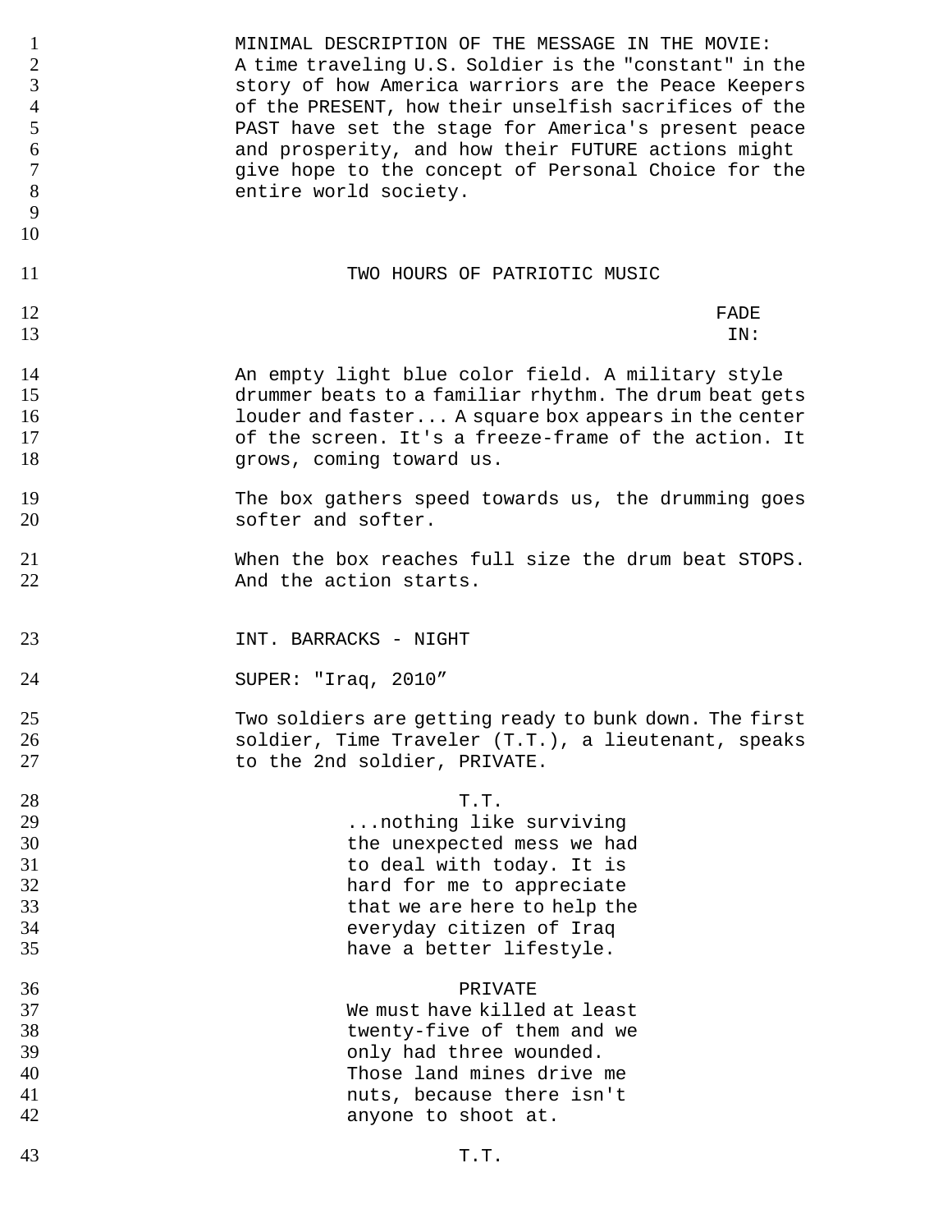MINIMAL DESCRIPTION OF THE MESSAGE IN THE MOVIE: A time traveling U.S. Soldier is the "constant" in the story of how America warriors are the Peace Keepers of the PRESENT, how their unselfish sacrifices of the PAST have set the stage for America's present peace and prosperity, and how their FUTURE actions might give hope to the concept of Personal Choice for the entire world society.

TWO HOURS OF PATRIOTIC MUSIC

FADE IN:

An empty light blue color field. A military style drummer beats to a familiar rhythm. The drum beat gets louder and faster... A square box appears in the center of the screen. It's a freeze-frame of the action. It grows, coming toward us.

The box gathers speed towards us, the drumming goes softer and softer.

When the box reaches full size the drum beat STOPS. And the action starts.

INT. BARRACKS - NIGHT

SUPER: "Iraq, 2010"

Two soldiers are getting ready to bunk down. The first soldier, Time Traveler (T.T.), a lieutenant, speaks to the 2nd soldier, PRIVATE.

T.T.

...nothing like surviving the unexpected mess we had to deal with today. It is hard for me to appreciate that we are here to help the everyday citizen of Iraq have a better lifestyle.

PRIVATE

We must have killed at least twenty-five of them and we only had three wounded. Those land mines drive me nuts, because there isn't anyone to shoot at.

T.T.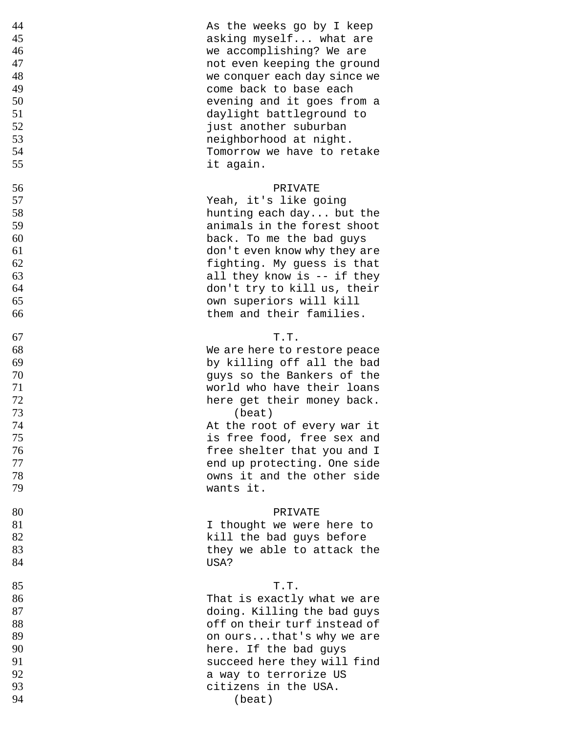As the weeks go by I keep asking myself... what are we accomplishing? We are not even keeping the ground we conquer each day since we come back to base each evening and it goes from a daylight battleground to just another suburban neighborhood at night. Tomorrow we have to retake it again.

PRIVATE

Yeah, it's like going hunting each day... but the animals in the forest shoot back. To me the bad guys don't even know why they are fighting. My guess is that all they know is -- if they don't try to kill us, their own superiors will kill them and their families.

T.T.

We are here to restore peace by killing off all the bad guys so the Bankers of the world who have their loans here get their money back.

(beat)

At the root of every war it is free food, free sex and free shelter that you and I end up protecting. One side owns it and the other side wants it.

PRIVATE

I thought we were here to kill the bad guys before they we able to attack the USA?

T.T.

That is exactly what we are doing. Killing the bad guys off on their turf instead of on ours...that's why we are here. If the bad guys succeed here they will find a way to terrorize US citizens in the USA.

(beat)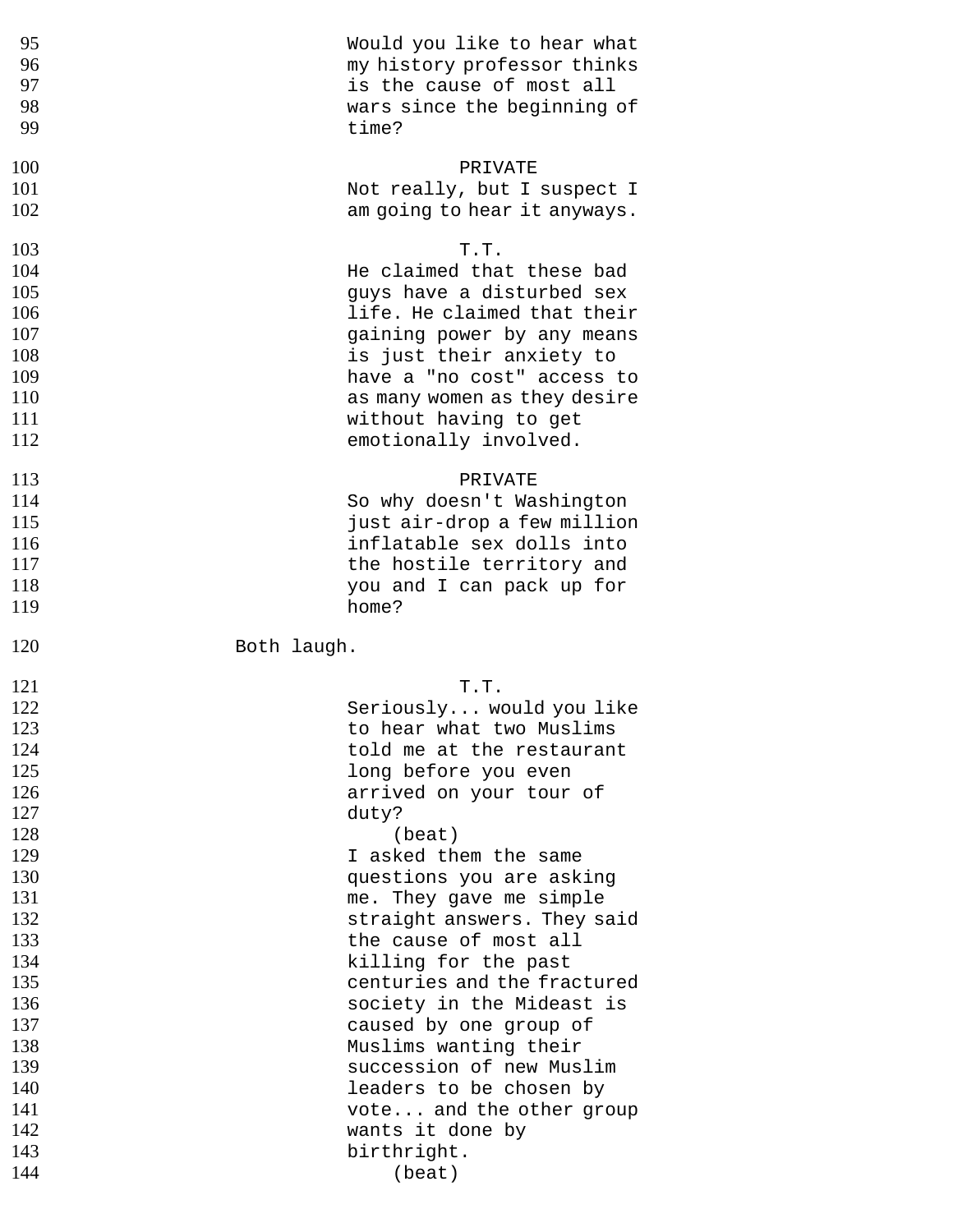Would you like to hear what my history professor thinks is the cause of most all wars since the beginning of time?

PRIVATE

Not really, but I suspect I am going to hear it anyways.

T.T.

He claimed that these bad guys have a disturbed sex life. He claimed that their gaining power by any means is just their anxiety to have a "no cost" access to as many women as they desire without having to get emotionally involved.

PRIVATE

So why doesn't Washington just air-drop a few million inflatable sex dolls into the hostile territory and you and I can pack up for home?

Both laugh.

T.T.

Seriously... would you like to hear what two Muslims told me at the restaurant long before you even arrived on your tour of duty?

(beat)

I asked them the same questions you are asking me. They gave me simple straight answers. They said the cause of most all killing for the past centuries and the fractured society in the Mideast is caused by one group of Muslims wanting their succession of new Muslim leaders to be chosen by vote... and the other group wants it done by birthright.

(beat)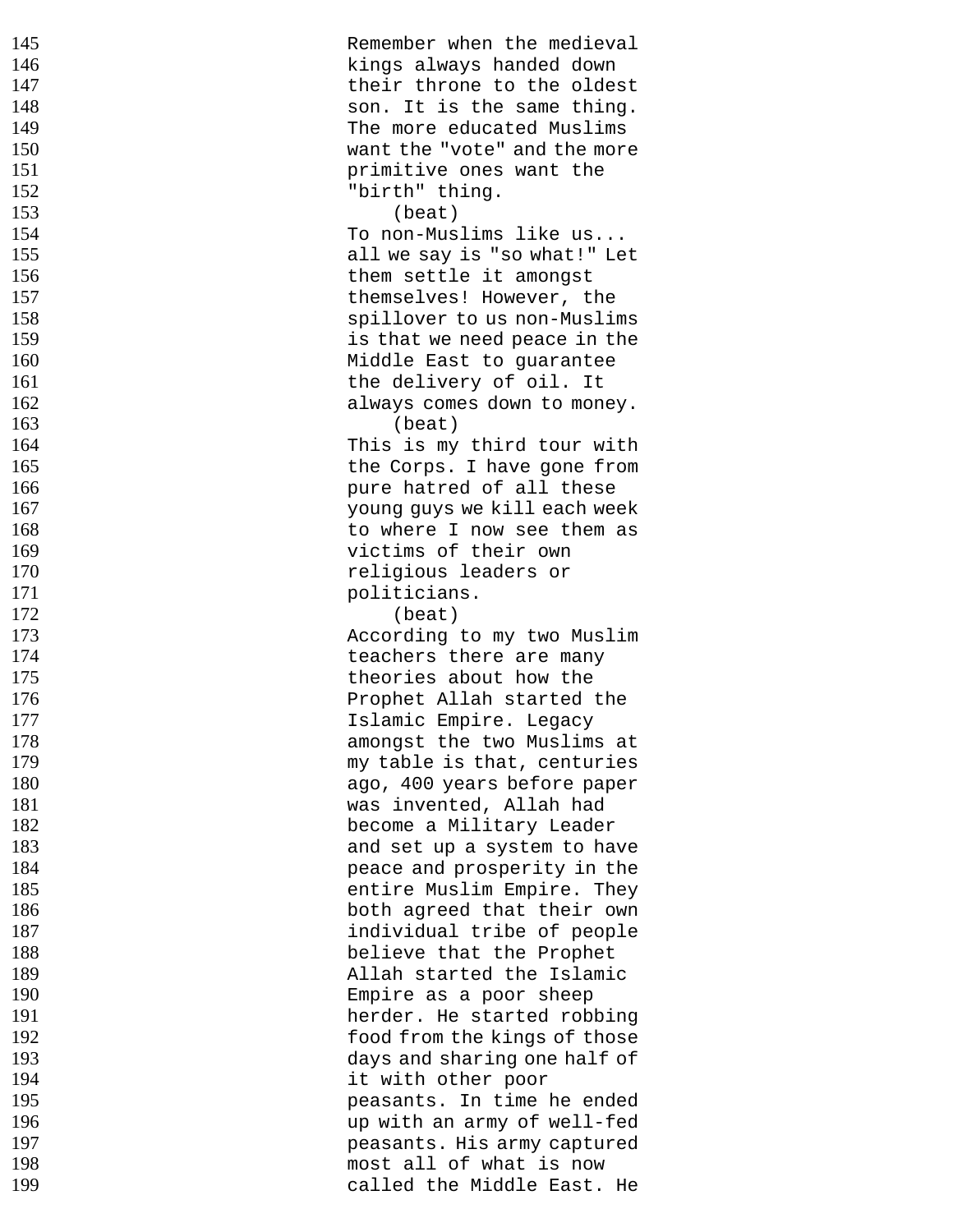145 Remember when the medieval
146 kings always handed down
147 their throne to the oldest
148 son. It is the same thing.
149 The more educated Muslims
150 want the "vote" and the more
151 primitive ones want the
152 "birth" thing.
153 (beat)
154 To non-Muslims like us...
155 all we say is "so what!" Let
156 them settle it amongst
157 themselves! However, the
158 spillover to us non-Muslims
159 is that we need peace in the
160 Middle East to guarantee
161 the delivery of oil. It
162 always comes down to money.
163 (beat)
164 This is my third tour with
165 the Corps. I have gone from
166 pure hatred of all these
167 young guys we kill each week
168 to where I now see them as
169 victims of their own
170 religious leaders or
171 politicians.
172 (beat)
173 According to my two Muslim
174 teachers there are many
175 theories about how the
176 Prophet Allah started the
177 Islamic Empire. Legacy
178 amongst the two Muslims at
179 my table is that, centuries
180 ago, 400 years before paper
181 was invented, Allah had
182 become a Military Leader
183 and set up a system to have
184 peace and prosperity in the
185 entire Muslim Empire. They
186 both agreed that their own
187 individual tribe of people
188 believe that the Prophet
189 Allah started the Islamic
190 Empire as a poor sheep
191 herder. He started robbing
192 food from the kings of those
193 days and sharing one half of
194 it with other poor
195 peasants. In time he ended
196 up with an army of well-fed
197 peasants. His army captured
198 most all of what is now
199 called the Middle East. He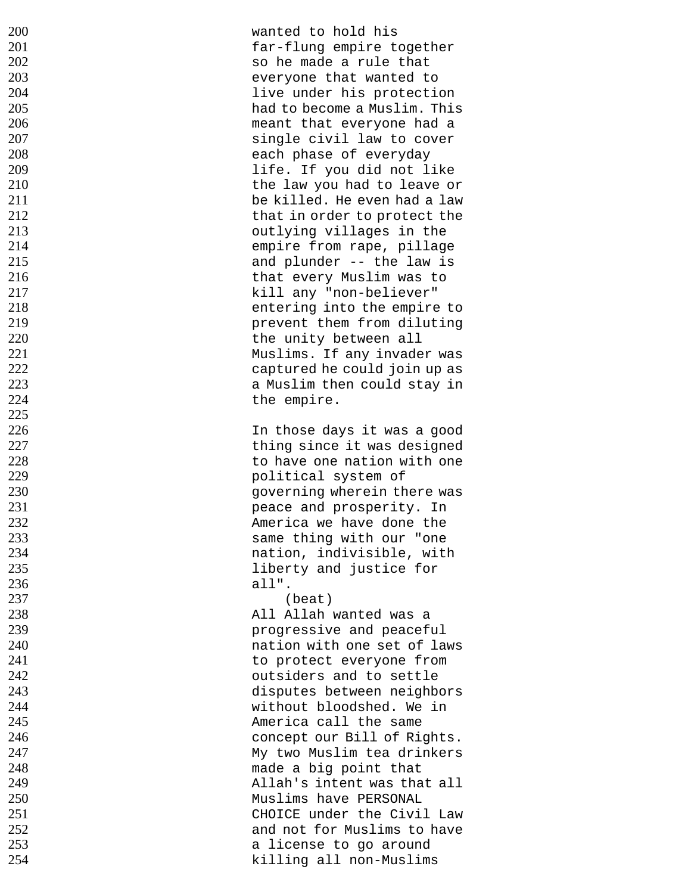wanted to hold his far-flung empire together so he made a rule that everyone that wanted to live under his protection had to become a Muslim. This meant that everyone had a single civil law to cover each phase of everyday life. If you did not like the law you had to leave or be killed. He even had a law that in order to protect the outlying villages in the empire from rape, pillage and plunder -- the law is that every Muslim was to kill any "non-believer" entering into the empire to prevent them from diluting the unity between all Muslims. If any invader was captured he could join up as a Muslim then could stay in the empire.

In those days it was a good thing since it was designed to have one nation with one political system of governing wherein there was peace and prosperity. In America we have done the same thing with our "one nation, indivisible, with liberty and justice for all".

(beat)

All Allah wanted was a progressive and peaceful nation with one set of laws to protect everyone from outsiders and to settle disputes between neighbors without bloodshed. We in America call the same concept our Bill of Rights. My two Muslim tea drinkers made a big point that Allah's intent was that all Muslims have PERSONAL CHOICE under the Civil Law and not for Muslims to have a license to go around killing all non-Muslims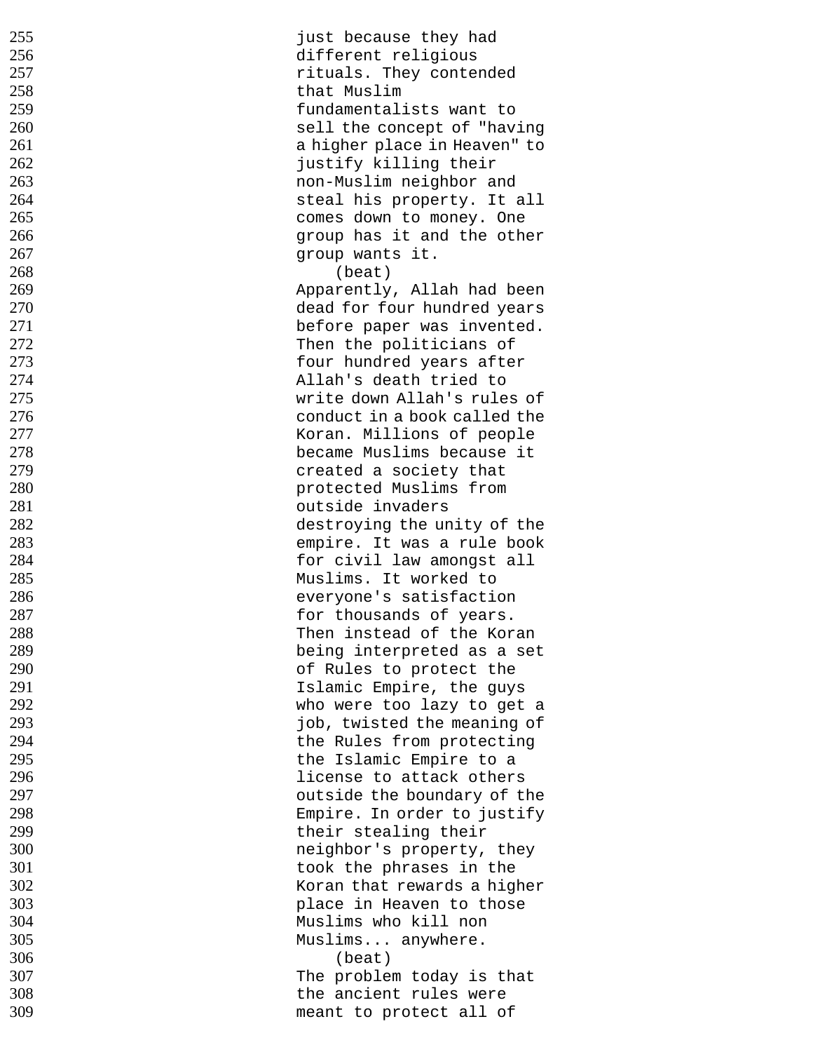just because they had different religious rituals. They contended that Muslim fundamentalists want to sell the concept of "having a higher place in Heaven" to justify killing their non-Muslim neighbor and steal his property. It all comes down to money. One group has it and the other group wants it.

(beat)

Apparently, Allah had been dead for four hundred years before paper was invented. Then the politicians of four hundred years after Allah's death tried to write down Allah's rules of conduct in a book called the Koran. Millions of people became Muslims because it created a society that protected Muslims from outside invaders destroying the unity of the empire. It was a rule book for civil law amongst all Muslims. It worked to everyone's satisfaction for thousands of years. Then instead of the Koran being interpreted as a set of Rules to protect the Islamic Empire, the guys who were too lazy to get a job, twisted the meaning of the Rules from protecting the Islamic Empire to a license to attack others outside the boundary of the Empire. In order to justify their stealing their neighbor's property, they took the phrases in the Koran that rewards a higher place in Heaven to those Muslims who kill non Muslims... anywhere.

(beat)

The problem today is that the ancient rules were meant to protect all of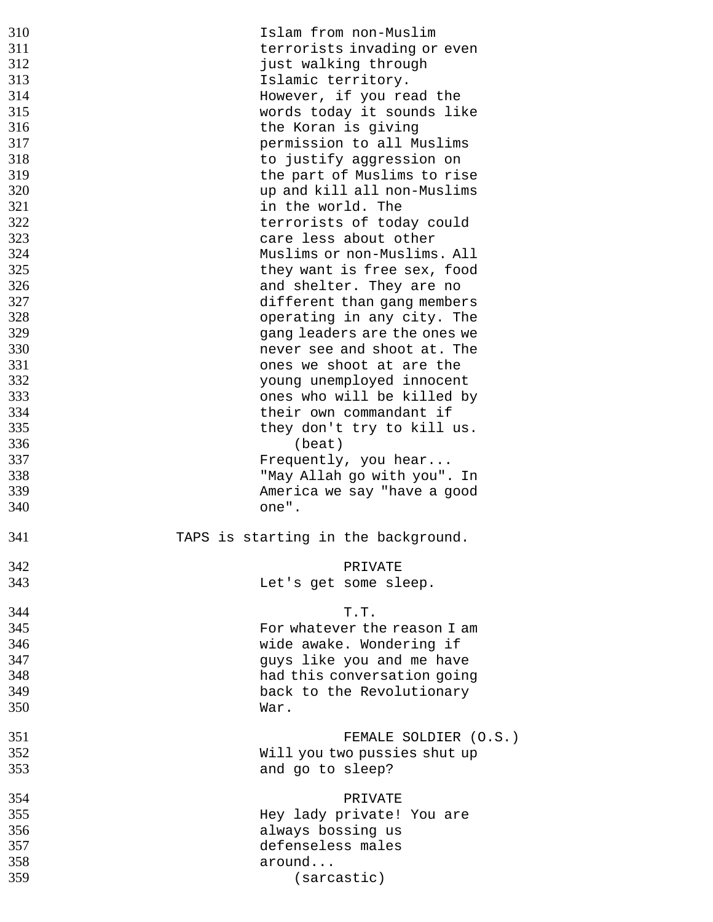310 Islam from non-Muslim
311 terrorists invading or even
312 just walking through
313 Islamic territory.
314 However, if you read the
315 words today it sounds like
316 the Koran is giving
317 permission to all Muslims
318 to justify aggression on
319 the part of Muslims to rise
320 up and kill all non-Muslims
321 in the world. The
322 terrorists of today could
323 care less about other
324 Muslims or non-Muslims. All
325 they want is free sex, food
326 and shelter. They are no
327 different than gang members
328 operating in any city. The
329 gang leaders are the ones we
330 never see and shoot at. The
331 ones we shoot at are the
332 young unemployed innocent
333 ones who will be killed by
334 their own commandant if
335 they don't try to kill us.
336 (beat)
337 Frequently, you hear...
338 "May Allah go with you". In
339 America we say "have a good
340 one".

341 TAPS is starting in the background.

342 PRIVATE
343 Let's get some sleep.

344 T.T.
345 For whatever the reason I am
346 wide awake. Wondering if
347 guys like you and me have
348 had this conversation going
349 back to the Revolutionary
350 War.

351 FEMALE SOLDIER (O.S.)
352 Will you two pussies shut up
353 and go to sleep?

354 PRIVATE
355 Hey lady private! You are
356 always bossing us
357 defenseless males
358 around...
359 (sarcastic)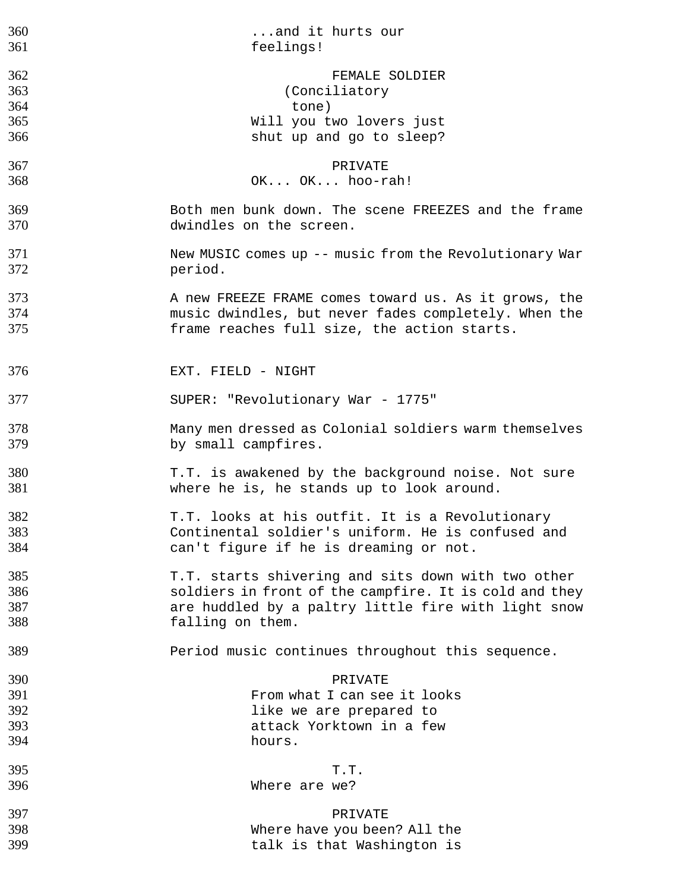...and it hurts our
feelings!

FEMALE SOLDIER
(Conciliatory
tone)
Will you two lovers just
shut up and go to sleep?

PRIVATE
OK... OK... hoo-rah!

Both men bunk down. The scene FREEZES and the frame dwindles on the screen.

New MUSIC comes up -- music from the Revolutionary War period.

A new FREEZE FRAME comes toward us. As it grows, the music dwindles, but never fades completely. When the frame reaches full size, the action starts.

EXT. FIELD - NIGHT

SUPER: "Revolutionary War - 1775"

Many men dressed as Colonial soldiers warm themselves by small campfires.

T.T. is awakened by the background noise. Not sure where he is, he stands up to look around.

T.T. looks at his outfit. It is a Revolutionary Continental soldier's uniform. He is confused and can't figure if he is dreaming or not.

T.T. starts shivering and sits down with two other soldiers in front of the campfire. It is cold and they are huddled by a paltry little fire with light snow falling on them.

Period music continues throughout this sequence.

PRIVATE
From what I can see it looks
like we are prepared to
attack Yorktown in a few
hours.

T.T.
Where are we?

PRIVATE
Where have you been? All the
talk is that Washington is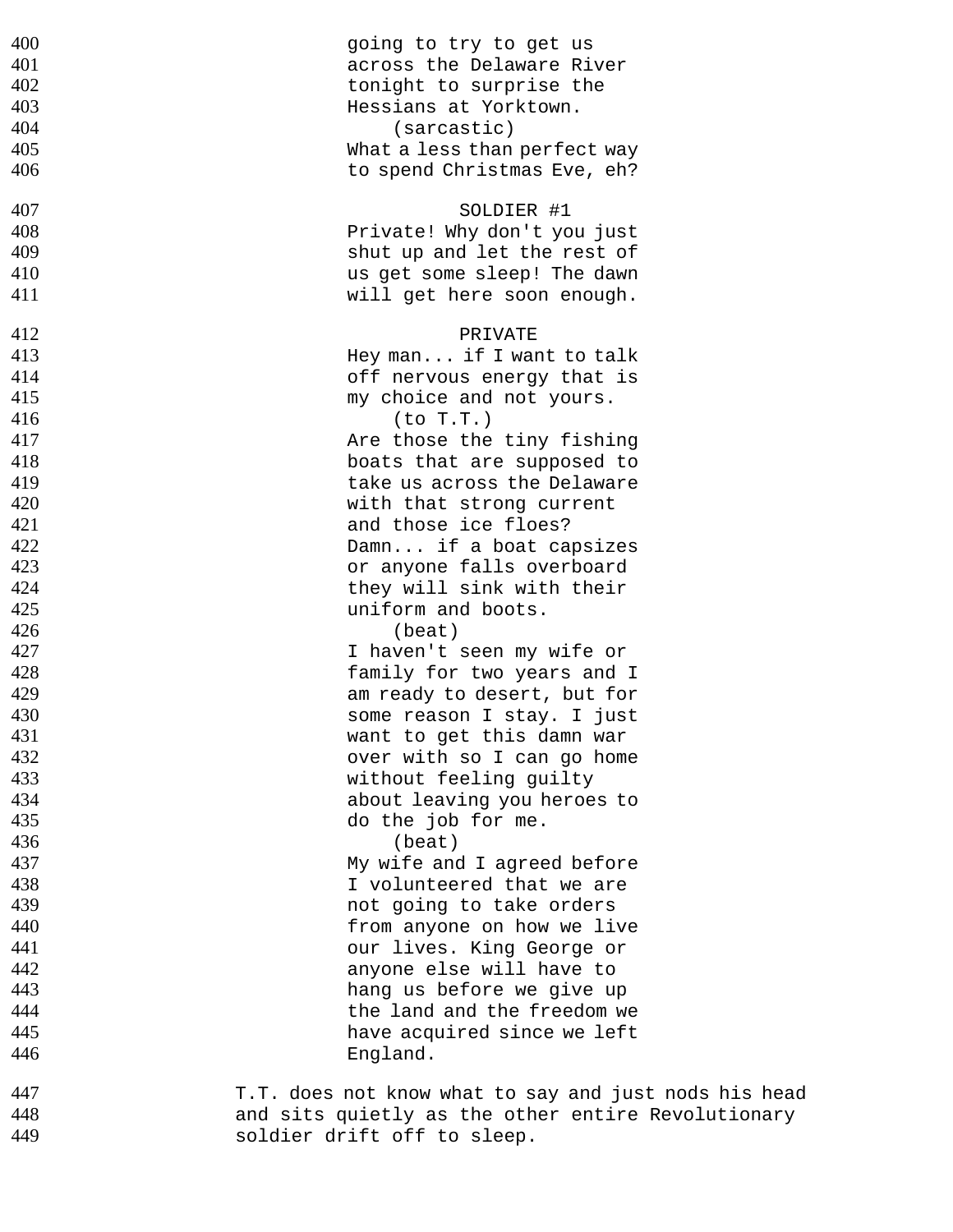going to try to get us across the Delaware River tonight to surprise the Hessians at Yorktown.
(sarcastic)
What a less than perfect way to spend Christmas Eve, eh?

SOLDIER #1
Private! Why don't you just shut up and let the rest of us get some sleep! The dawn will get here soon enough.

PRIVATE
Hey man... if I want to talk off nervous energy that is my choice and not yours.
(to T.T.)
Are those the tiny fishing boats that are supposed to take us across the Delaware with that strong current and those ice floes? Damn... if a boat capsizes or anyone falls overboard they will sink with their uniform and boots.
(beat)
I haven't seen my wife or family for two years and I am ready to desert, but for some reason I stay. I just want to get this damn war over with so I can go home without feeling guilty about leaving you heroes to do the job for me.
(beat)
My wife and I agreed before I volunteered that we are not going to take orders from anyone on how we live our lives. King George or anyone else will have to hang us before we give up the land and the freedom we have acquired since we left England.

T.T. does not know what to say and just nods his head and sits quietly as the other entire Revolutionary soldier drift off to sleep.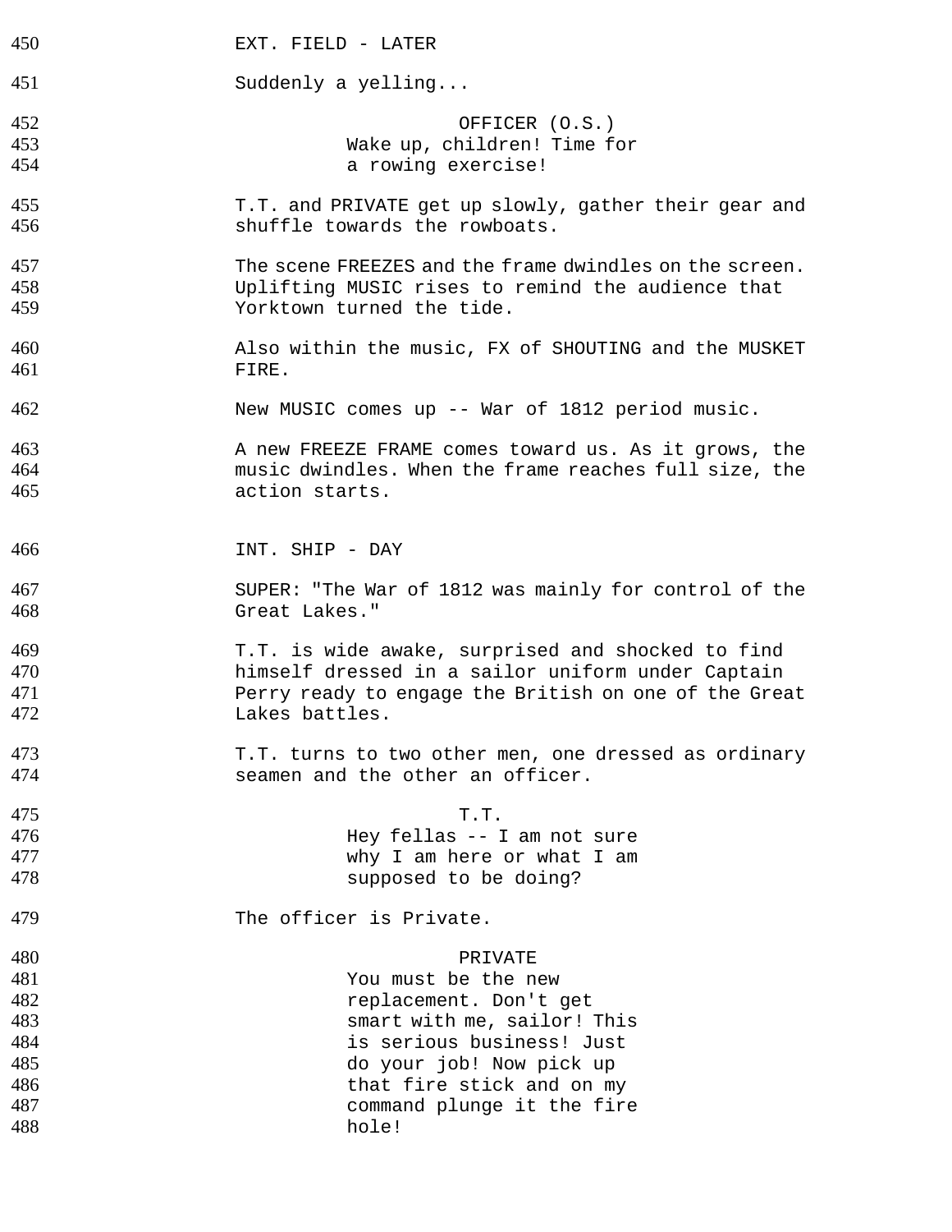450 EXT. FIELD - LATER

451 Suddenly a yelling...

452 OFFICER (O.S.)
453 Wake up, children! Time for
454 a rowing exercise!

455 T.T. and PRIVATE get up slowly, gather their gear and
456 shuffle towards the rowboats.

457 The scene FREEZES and the frame dwindles on the screen.
458 Uplifting MUSIC rises to remind the audience that
459 Yorktown turned the tide.

460 Also within the music, FX of SHOUTING and the MUSKET
461 FIRE.

462 New MUSIC comes up -- War of 1812 period music.

463 A new FREEZE FRAME comes toward us. As it grows, the
464 music dwindles. When the frame reaches full size, the
465 action starts.

466 INT. SHIP - DAY

467 SUPER: "The War of 1812 was mainly for control of the
468 Great Lakes."

469 T.T. is wide awake, surprised and shocked to find
470 himself dressed in a sailor uniform under Captain
471 Perry ready to engage the British on one of the Great
472 Lakes battles.

473 T.T. turns to two other men, one dressed as ordinary
474 seamen and the other an officer.

475 T.T.
476 Hey fellas -- I am not sure
477 why I am here or what I am
478 supposed to be doing?

479 The officer is Private.

480 PRIVATE
481 You must be the new
482 replacement. Don't get
483 smart with me, sailor! This
484 is serious business! Just
485 do your job! Now pick up
486 that fire stick and on my
487 command plunge it the fire
488 hole!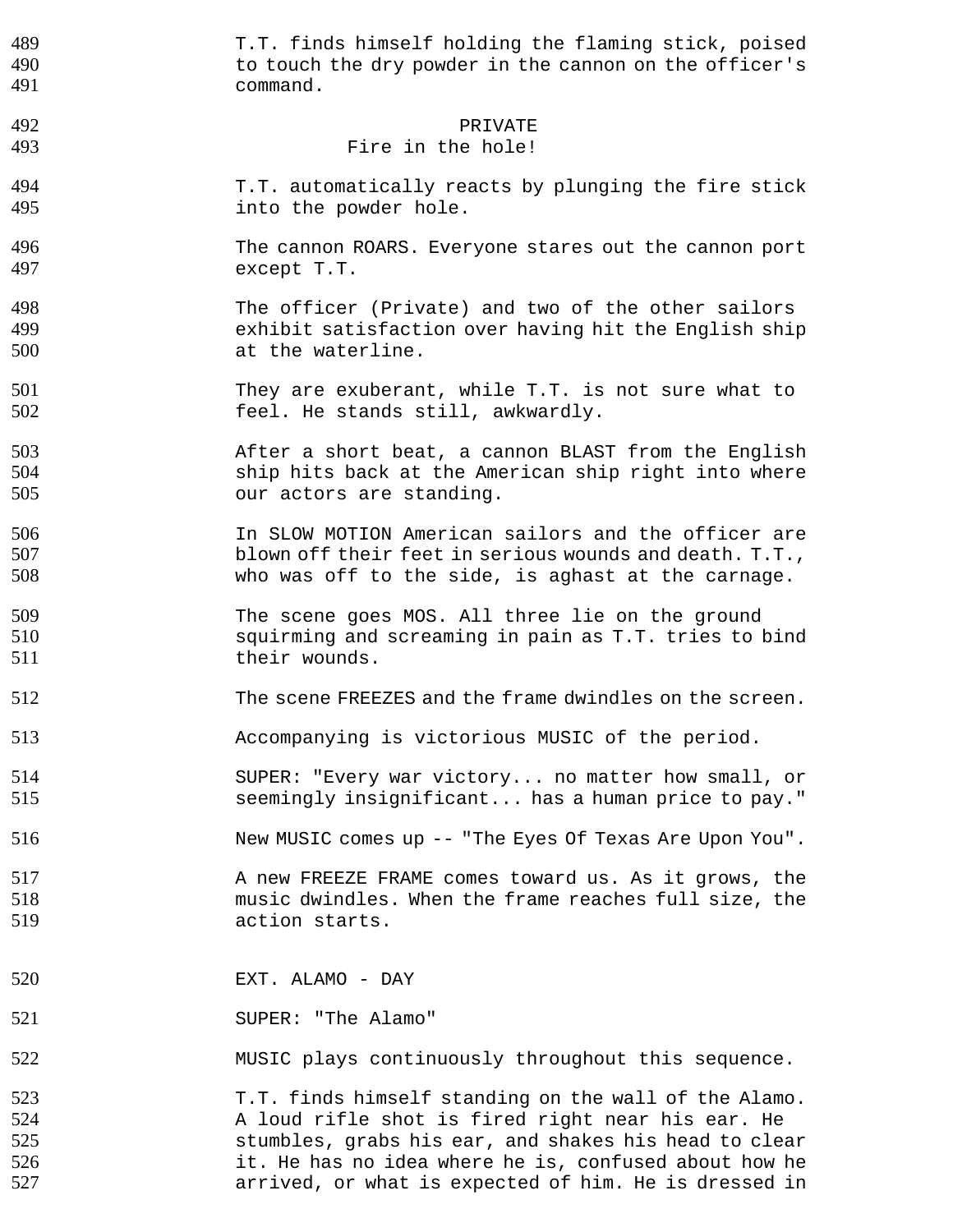T.T. finds himself holding the flaming stick, poised to touch the dry powder in the cannon on the officer's command.

PRIVATE
Fire in the hole!

T.T. automatically reacts by plunging the fire stick into the powder hole.

The cannon ROARS. Everyone stares out the cannon port except T.T.

The officer (Private) and two of the other sailors exhibit satisfaction over having hit the English ship at the waterline.

They are exuberant, while T.T. is not sure what to feel. He stands still, awkwardly.

After a short beat, a cannon BLAST from the English ship hits back at the American ship right into where our actors are standing.

In SLOW MOTION American sailors and the officer are blown off their feet in serious wounds and death. T.T., who was off to the side, is aghast at the carnage.

The scene goes MOS. All three lie on the ground squirming and screaming in pain as T.T. tries to bind their wounds.

The scene FREEZES and the frame dwindles on the screen.

Accompanying is victorious MUSIC of the period.

SUPER: "Every war victory... no matter how small, or seemingly insignificant... has a human price to pay."

New MUSIC comes up -- "The Eyes Of Texas Are Upon You".

A new FREEZE FRAME comes toward us. As it grows, the music dwindles. When the frame reaches full size, the action starts.

EXT. ALAMO - DAY

SUPER: "The Alamo"

MUSIC plays continuously throughout this sequence.

T.T. finds himself standing on the wall of the Alamo. A loud rifle shot is fired right near his ear. He stumbles, grabs his ear, and shakes his head to clear it. He has no idea where he is, confused about how he arrived, or what is expected of him. He is dressed in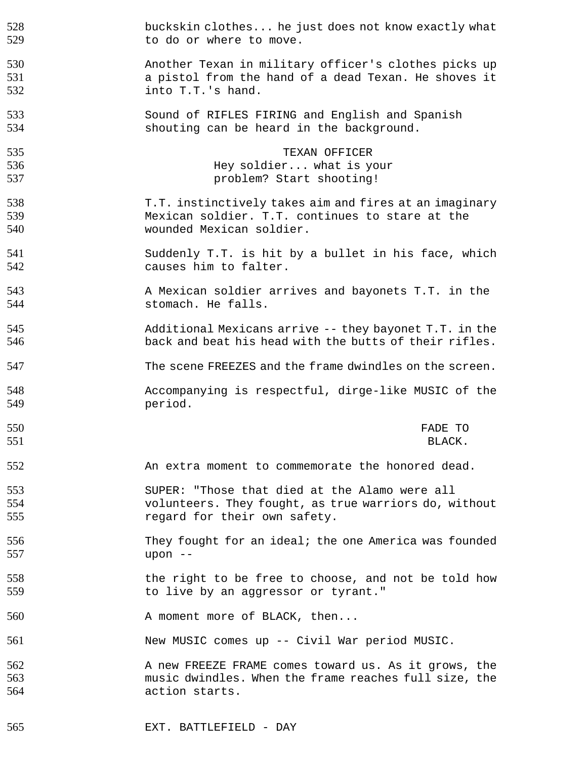buckskin clothes... he just does not know exactly what to do or where to move.

Another Texan in military officer's clothes picks up a pistol from the hand of a dead Texan. He shoves it into T.T.'s hand.

Sound of RIFLES FIRING and English and Spanish shouting can be heard in the background.

TEXAN OFFICER
Hey soldier... what is your problem? Start shooting!

T.T. instinctively takes aim and fires at an imaginary Mexican soldier. T.T. continues to stare at the wounded Mexican soldier.

Suddenly T.T. is hit by a bullet in his face, which causes him to falter.

A Mexican soldier arrives and bayonets T.T. in the stomach. He falls.

Additional Mexicans arrive -- they bayonet T.T. in the back and beat his head with the butts of their rifles.

The scene FREEZES and the frame dwindles on the screen.

Accompanying is respectful, dirge-like MUSIC of the period.

FADE TO BLACK.

An extra moment to commemorate the honored dead.

SUPER: "Those that died at the Alamo were all volunteers. They fought, as true warriors do, without regard for their own safety.

They fought for an ideal; the one America was founded upon --

the right to be free to choose, and not be told how to live by an aggressor or tyrant."

A moment more of BLACK, then...

New MUSIC comes up -- Civil War period MUSIC.

A new FREEZE FRAME comes toward us. As it grows, the music dwindles. When the frame reaches full size, the action starts.

EXT. BATTLEFIELD - DAY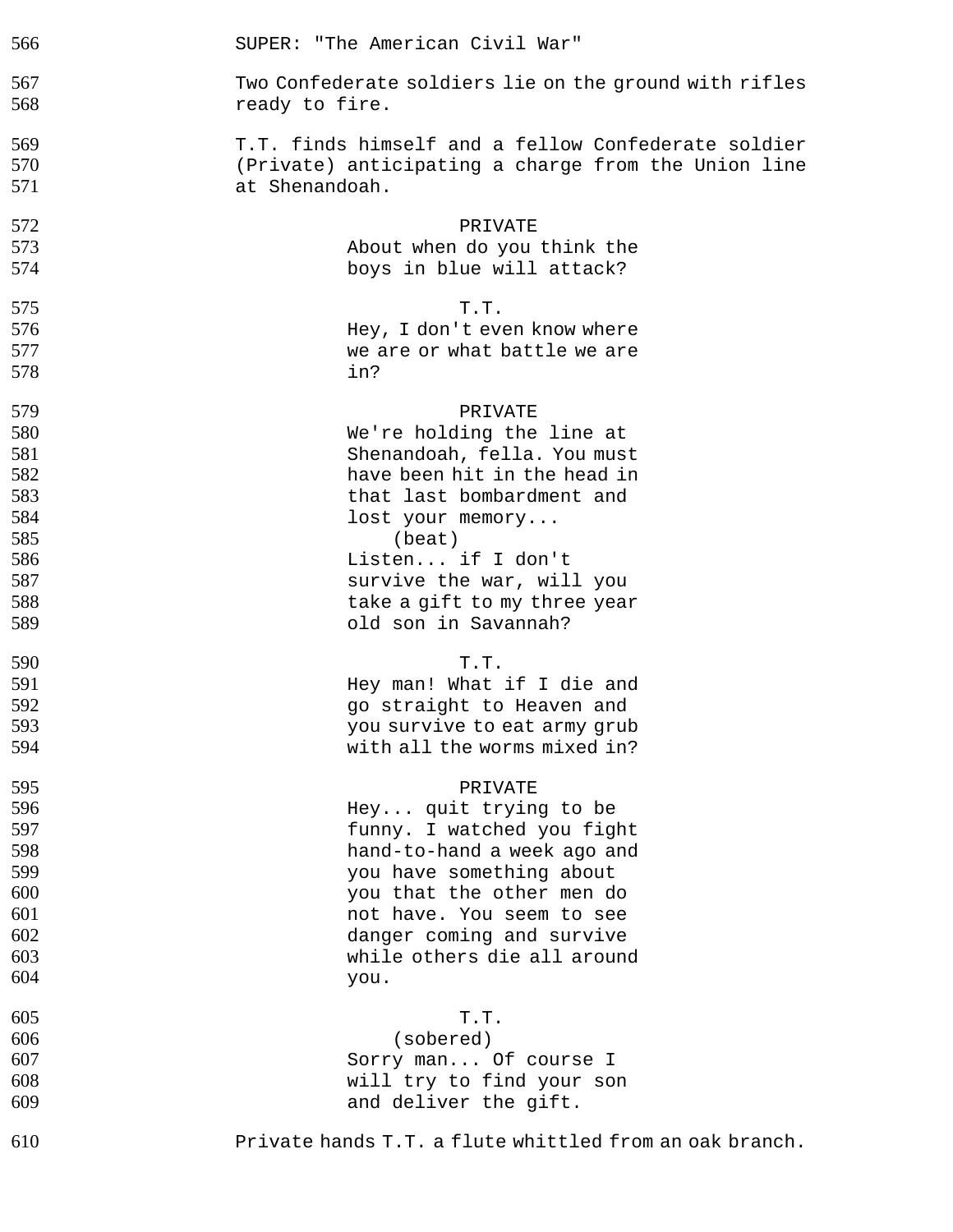SUPER: "The American Civil War"

Two Confederate soldiers lie on the ground with rifles ready to fire.

T.T. finds himself and a fellow Confederate soldier (Private) anticipating a charge from the Union line at Shenandoah.

PRIVATE
About when do you think the boys in blue will attack?

T.T.
Hey, I don't even know where we are or what battle we are in?

PRIVATE
We're holding the line at Shenandoah, fella. You must have been hit in the head in that last bombardment and lost your memory...
(beat)
Listen... if I don't survive the war, will you take a gift to my three year old son in Savannah?

T.T.
Hey man! What if I die and go straight to Heaven and you survive to eat army grub with all the worms mixed in?

PRIVATE
Hey... quit trying to be funny. I watched you fight hand-to-hand a week ago and you have something about you that the other men do not have. You seem to see danger coming and survive while others die all around you.

T.T.
(sobered)
Sorry man... Of course I will try to find your son and deliver the gift.

Private hands T.T. a flute whittled from an oak branch.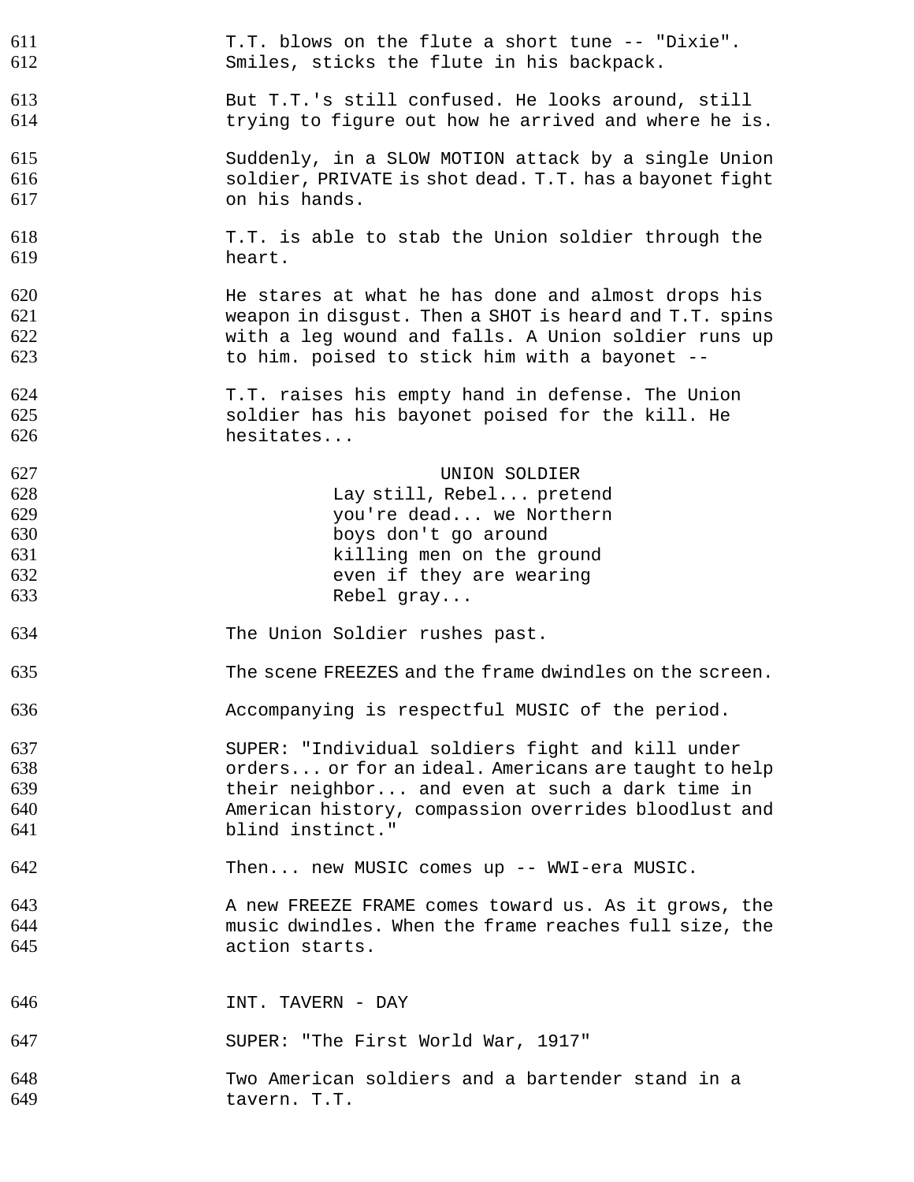T.T. blows on the flute a short tune -- "Dixie". Smiles, sticks the flute in his backpack.

But T.T.'s still confused. He looks around, still trying to figure out how he arrived and where he is.

Suddenly, in a SLOW MOTION attack by a single Union soldier, PRIVATE is shot dead. T.T. has a bayonet fight on his hands.

T.T. is able to stab the Union soldier through the heart.

He stares at what he has done and almost drops his weapon in disgust. Then a SHOT is heard and T.T. spins with a leg wound and falls. A Union soldier runs up to him. poised to stick him with a bayonet --

T.T. raises his empty hand in defense. The Union soldier has his bayonet poised for the kill. He hesitates...

UNION SOLDIER

Lay still, Rebel... pretend you're dead... we Northern boys don't go around killing men on the ground even if they are wearing Rebel gray...

The Union Soldier rushes past.

The scene FREEZES and the frame dwindles on the screen.

Accompanying is respectful MUSIC of the period.

SUPER: "Individual soldiers fight and kill under orders... or for an ideal. Americans are taught to help their neighbor... and even at such a dark time in American history, compassion overrides bloodlust and blind instinct."

Then... new MUSIC comes up -- WWI-era MUSIC.

A new FREEZE FRAME comes toward us. As it grows, the music dwindles. When the frame reaches full size, the action starts.

INT. TAVERN - DAY

SUPER: "The First World War, 1917"

Two American soldiers and a bartender stand in a tavern. T.T.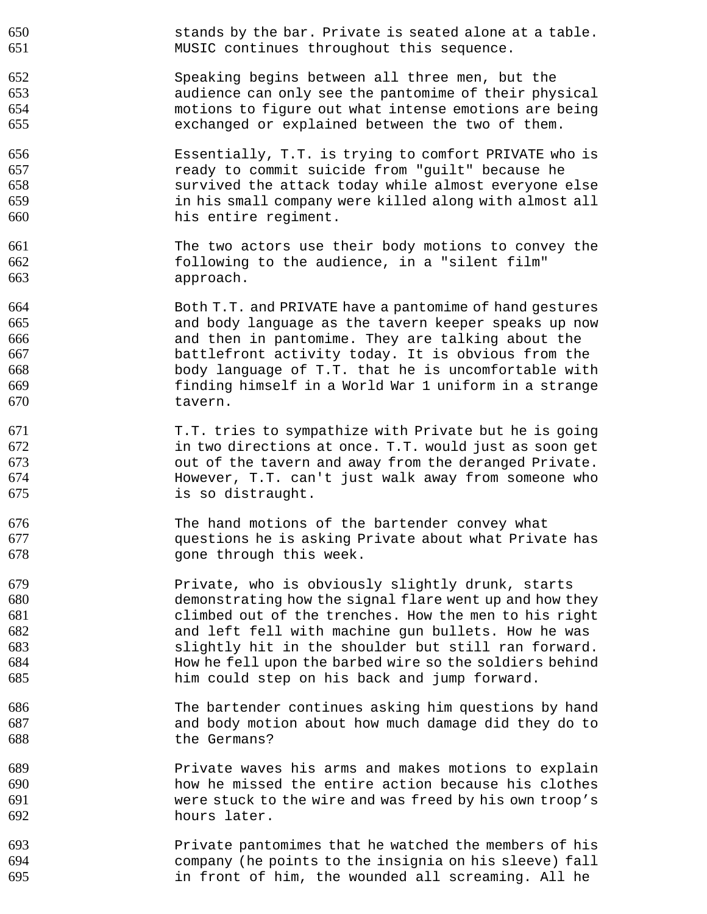stands by the bar. Private is seated alone at a table. MUSIC continues throughout this sequence.

Speaking begins between all three men, but the audience can only see the pantomime of their physical motions to figure out what intense emotions are being exchanged or explained between the two of them.

Essentially, T.T. is trying to comfort PRIVATE who is ready to commit suicide from "guilt" because he survived the attack today while almost everyone else in his small company were killed along with almost all his entire regiment.

The two actors use their body motions to convey the following to the audience, in a "silent film" approach.

Both T.T. and PRIVATE have a pantomime of hand gestures and body language as the tavern keeper speaks up now and then in pantomime. They are talking about the battlefront activity today. It is obvious from the body language of T.T. that he is uncomfortable with finding himself in a World War 1 uniform in a strange tavern.

T.T. tries to sympathize with Private but he is going in two directions at once. T.T. would just as soon get out of the tavern and away from the deranged Private. However, T.T. can't just walk away from someone who is so distraught.

The hand motions of the bartender convey what questions he is asking Private about what Private has gone through this week.

Private, who is obviously slightly drunk, starts demonstrating how the signal flare went up and how they climbed out of the trenches. How the men to his right and left fell with machine gun bullets. How he was slightly hit in the shoulder but still ran forward. How he fell upon the barbed wire so the soldiers behind him could step on his back and jump forward.

The bartender continues asking him questions by hand and body motion about how much damage did they do to the Germans?

Private waves his arms and makes motions to explain how he missed the entire action because his clothes were stuck to the wire and was freed by his own troop's hours later.

Private pantomimes that he watched the members of his company (he points to the insignia on his sleeve) fall in front of him, the wounded all screaming. All he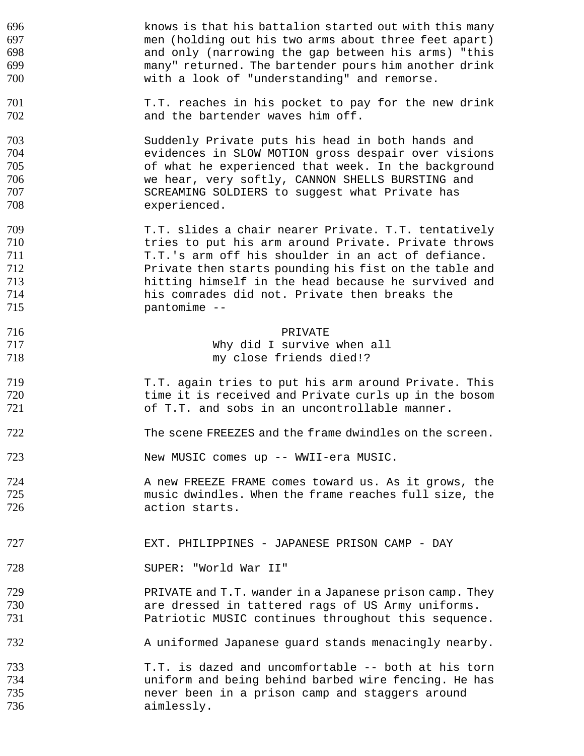knows is that his battalion started out with this many men (holding out his two arms about three feet apart) and only (narrowing the gap between his arms) "this many" returned. The bartender pours him another drink with a look of "understanding" and remorse.

T.T. reaches in his pocket to pay for the new drink and the bartender waves him off.

Suddenly Private puts his head in both hands and evidences in SLOW MOTION gross despair over visions of what he experienced that week. In the background we hear, very softly, CANNON SHELLS BURSTING and SCREAMING SOLDIERS to suggest what Private has experienced.

T.T. slides a chair nearer Private. T.T. tentatively tries to put his arm around Private. Private throws T.T.'s arm off his shoulder in an act of defiance. Private then starts pounding his fist on the table and hitting himself in the head because he survived and his comrades did not. Private then breaks the pantomime --

PRIVATE
Why did I survive when all
my close friends died!?

T.T. again tries to put his arm around Private. This time it is received and Private curls up in the bosom of T.T. and sobs in an uncontrollable manner.

The scene FREEZES and the frame dwindles on the screen.

New MUSIC comes up -- WWII-era MUSIC.

A new FREEZE FRAME comes toward us. As it grows, the music dwindles. When the frame reaches full size, the action starts.

EXT. PHILIPPINES - JAPANESE PRISON CAMP - DAY

SUPER: "World War II"

PRIVATE and T.T. wander in a Japanese prison camp. They are dressed in tattered rags of US Army uniforms. Patriotic MUSIC continues throughout this sequence.

A uniformed Japanese guard stands menacingly nearby.

T.T. is dazed and uncomfortable -- both at his torn uniform and being behind barbed wire fencing. He has never been in a prison camp and staggers around aimlessly.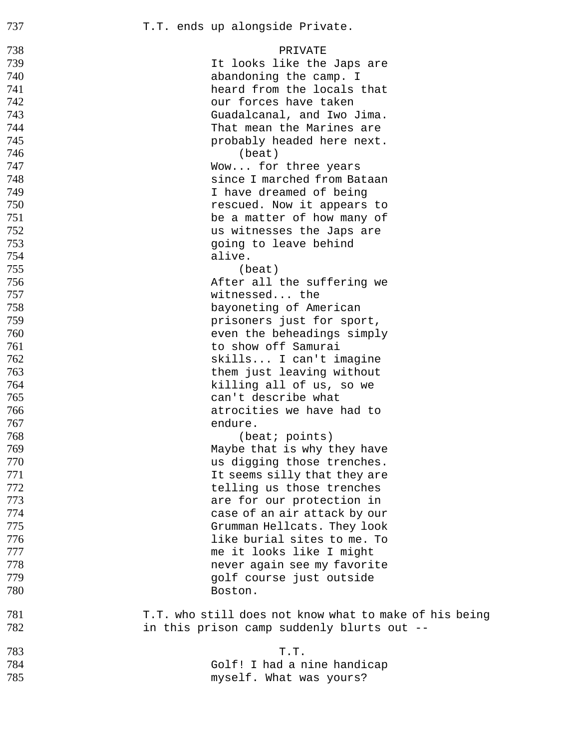T.T. ends up alongside Private.

PRIVATE

It looks like the Japs are abandoning the camp. I heard from the locals that our forces have taken Guadalcanal, and Iwo Jima. That mean the Marines are probably headed here next.

(beat)

Wow... for three years since I marched from Bataan I have dreamed of being rescued. Now it appears to be a matter of how many of us witnesses the Japs are going to leave behind alive.

(beat)

After all the suffering we witnessed... the bayoneting of American prisoners just for sport, even the beheadings simply to show off Samurai skills... I can't imagine them just leaving without killing all of us, so we can't describe what atrocities we have had to endure.

(beat; points)

Maybe that is why they have us digging those trenches. It seems silly that they are telling us those trenches are for our protection in case of an air attack by our Grumman Hellcats. They look like burial sites to me. To me it looks like I might never again see my favorite golf course just outside Boston.

T.T. who still does not know what to make of his being in this prison camp suddenly blurts out --

T.T.

Golf! I had a nine handicap myself. What was yours?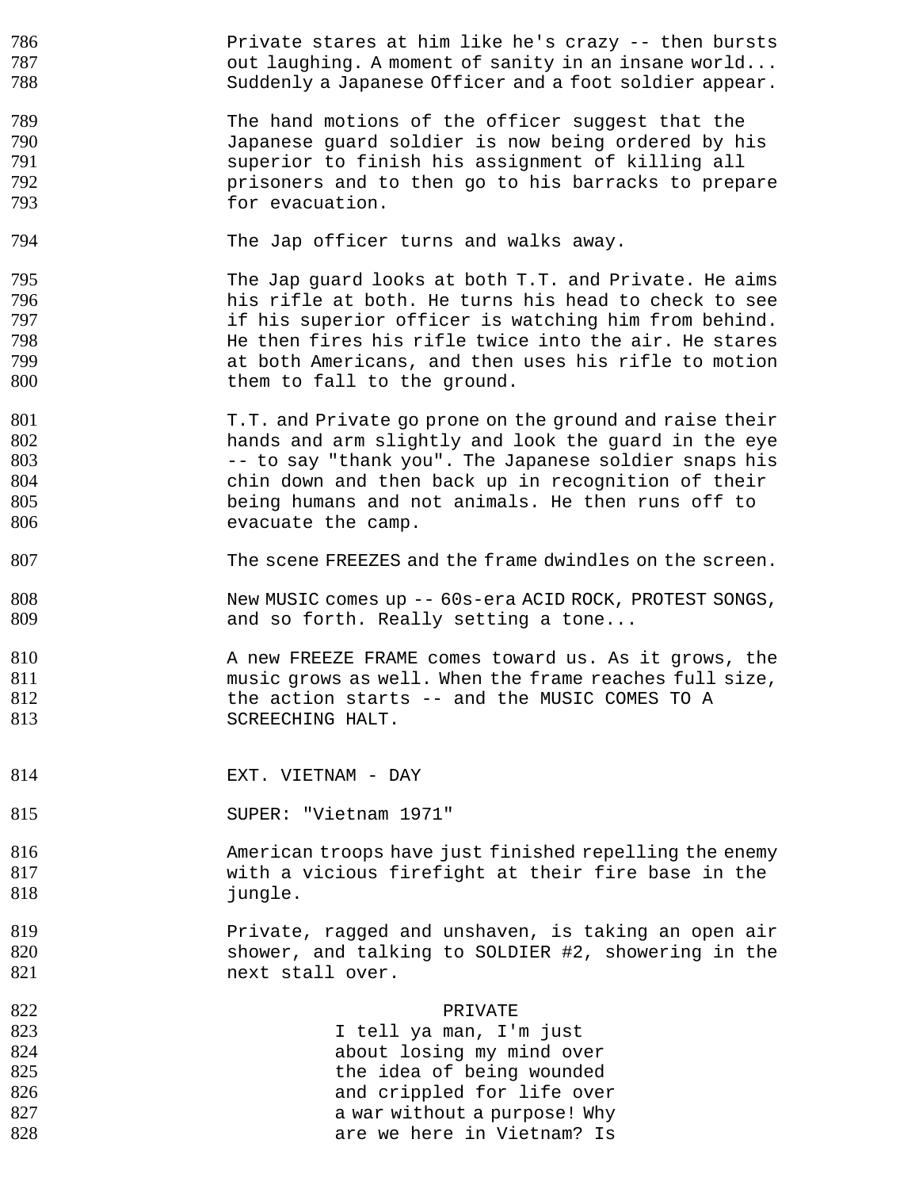Private stares at him like he's crazy -- then bursts out laughing. A moment of sanity in an insane world... Suddenly a Japanese Officer and a foot soldier appear.

The hand motions of the officer suggest that the Japanese guard soldier is now being ordered by his superior to finish his assignment of killing all prisoners and to then go to his barracks to prepare for evacuation.

The Jap officer turns and walks away.

The Jap guard looks at both T.T. and Private. He aims his rifle at both. He turns his head to check to see if his superior officer is watching him from behind. He then fires his rifle twice into the air. He stares at both Americans, and then uses his rifle to motion them to fall to the ground.

T.T. and Private go prone on the ground and raise their hands and arm slightly and look the guard in the eye -- to say "thank you". The Japanese soldier snaps his chin down and then back up in recognition of their being humans and not animals. He then runs off to evacuate the camp.

The scene FREEZES and the frame dwindles on the screen.

New MUSIC comes up -- 60s-era ACID ROCK, PROTEST SONGS, and so forth. Really setting a tone...

A new FREEZE FRAME comes toward us. As it grows, the music grows as well. When the frame reaches full size, the action starts -- and the MUSIC COMES TO A SCREECHING HALT.

EXT. VIETNAM - DAY

SUPER: "Vietnam 1971"

American troops have just finished repelling the enemy with a vicious firefight at their fire base in the jungle.

Private, ragged and unshaven, is taking an open air shower, and talking to SOLDIER #2, showering in the next stall over.

PRIVATE

I tell ya man, I'm just about losing my mind over the idea of being wounded and crippled for life over a war without a purpose! Why are we here in Vietnam? Is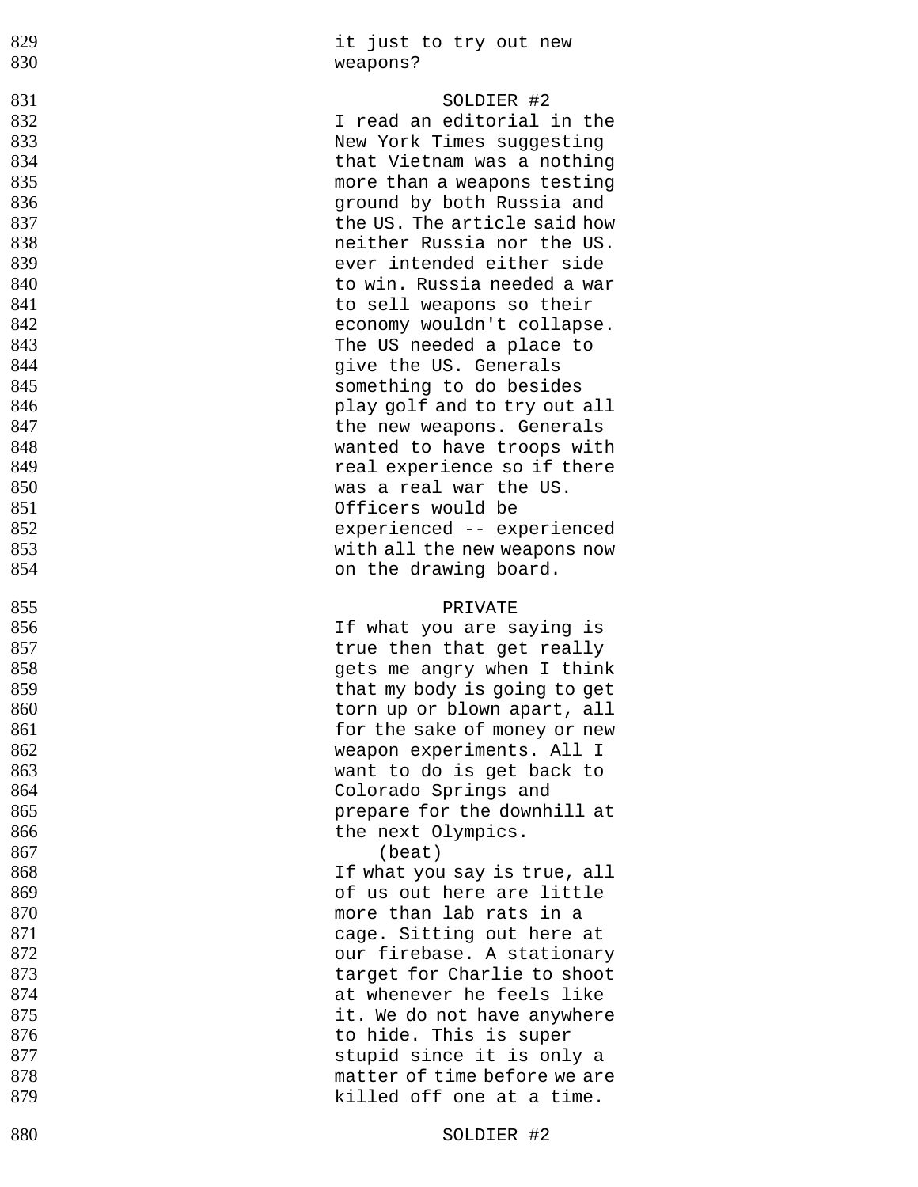```
829                    it just to try out new
830                    weapons?

831                              SOLDIER #2
832                    I read an editorial in the
833                    New York Times suggesting
834                    that Vietnam was a nothing
835                    more than a weapons testing
836                    ground by both Russia and
837                    the US. The article said how
838                    neither Russia nor the US.
839                    ever intended either side
840                    to win. Russia needed a war
841                    to sell weapons so their
842                    economy wouldn't collapse.
843                    The US needed a place to
844                    give the US. Generals
845                    something to do besides
846                    play golf and to try out all
847                    the new weapons. Generals
848                    wanted to have troops with
849                    real experience so if there
850                    was a real war the US.
851                    Officers would be
852                    experienced -- experienced
853                    with all the new weapons now
854                    on the drawing board.

855                              PRIVATE
856                    If what you are saying is
857                    true then that get really
858                    gets me angry when I think
859                    that my body is going to get
860                    torn up or blown apart, all
861                    for the sake of money or new
862                    weapon experiments. All I
863                    want to do is get back to
864                    Colorado Springs and
865                    prepare for the downhill at
866                    the next Olympics.
867                        (beat)
868                    If what you say is true, all
869                    of us out here are little
870                    more than lab rats in a
871                    cage. Sitting out here at
872                    our firebase. A stationary
873                    target for Charlie to shoot
874                    at whenever he feels like
875                    it. We do not have anywhere
876                    to hide. This is super
877                    stupid since it is only a
878                    matter of time before we are
879                    killed off one at a time.

880                              SOLDIER #2
```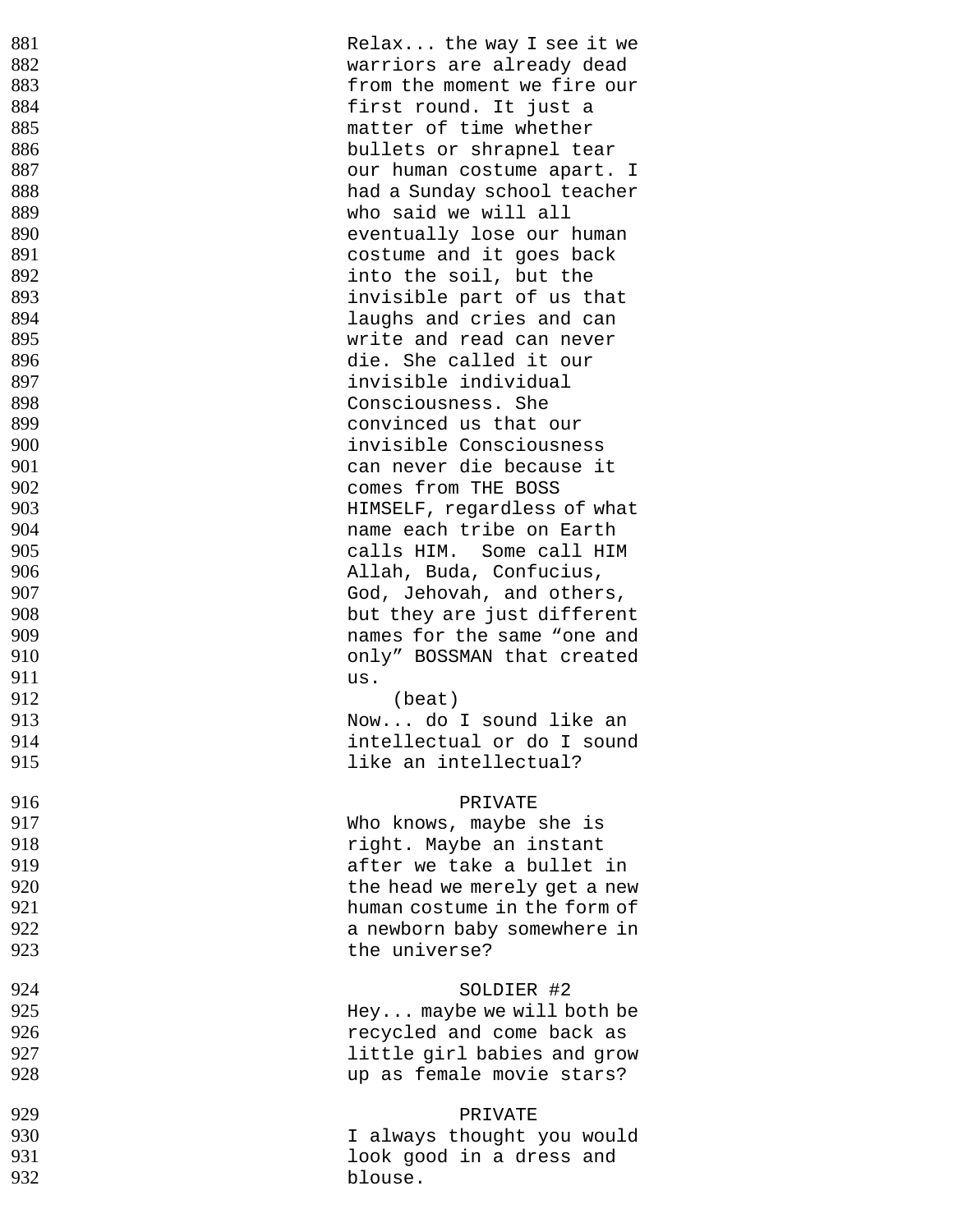Relax... the way I see it we warriors are already dead from the moment we fire our first round. It just a matter of time whether bullets or shrapnel tear our human costume apart. I had a Sunday school teacher who said we will all eventually lose our human costume and it goes back into the soil, but the invisible part of us that laughs and cries and can write and read can never die. She called it our invisible individual Consciousness. She convinced us that our invisible Consciousness can never die because it comes from THE BOSS HIMSELF, regardless of what name each tribe on Earth calls HIM.  Some call HIM Allah, Buda, Confucius, God, Jehovah, and others, but they are just different names for the same “one and only” BOSSMAN that created us.

(beat)

Now... do I sound like an intellectual or do I sound like an intellectual?

PRIVATE

Who knows, maybe she is right. Maybe an instant after we take a bullet in the head we merely get a new human costume in the form of a newborn baby somewhere in the universe?

SOLDIER #2

Hey... maybe we will both be recycled and come back as little girl babies and grow up as female movie stars?

PRIVATE

I always thought you would look good in a dress and blouse.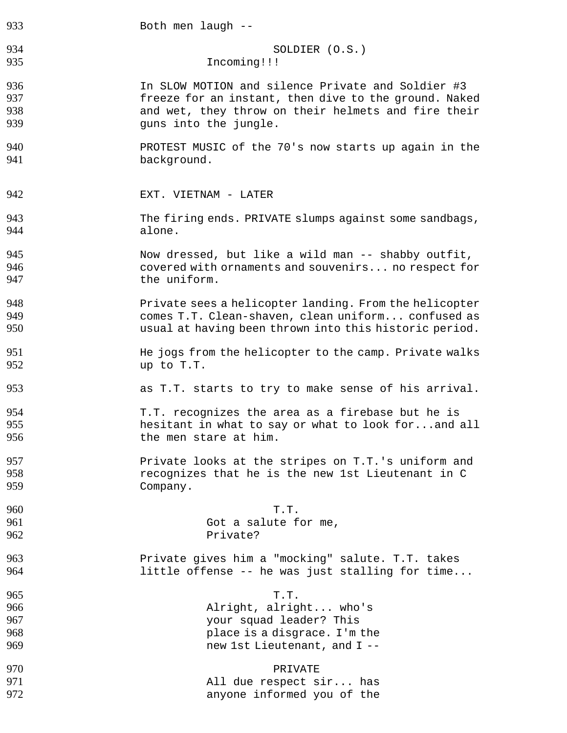Both men laugh --

SOLDIER (O.S.)
Incoming!!!

In SLOW MOTION and silence Private and Soldier #3 freeze for an instant, then dive to the ground. Naked and wet, they throw on their helmets and fire their guns into the jungle.

PROTEST MUSIC of the 70's now starts up again in the background.

EXT. VIETNAM - LATER

The firing ends. PRIVATE slumps against some sandbags, alone.

Now dressed, but like a wild man -- shabby outfit, covered with ornaments and souvenirs... no respect for the uniform.

Private sees a helicopter landing. From the helicopter comes T.T. Clean-shaven, clean uniform... confused as usual at having been thrown into this historic period.

He jogs from the helicopter to the camp. Private walks up to T.T.

as T.T. starts to try to make sense of his arrival.

T.T. recognizes the area as a firebase but he is hesitant in what to say or what to look for...and all the men stare at him.

Private looks at the stripes on T.T.'s uniform and recognizes that he is the new 1st Lieutenant in C Company.

T.T.
Got a salute for me, Private?

Private gives him a "mocking" salute. T.T. takes little offense -- he was just stalling for time...

T.T.
Alright, alright... who's your squad leader? This place is a disgrace. I'm the new 1st Lieutenant, and I --

PRIVATE
All due respect sir... has anyone informed you of the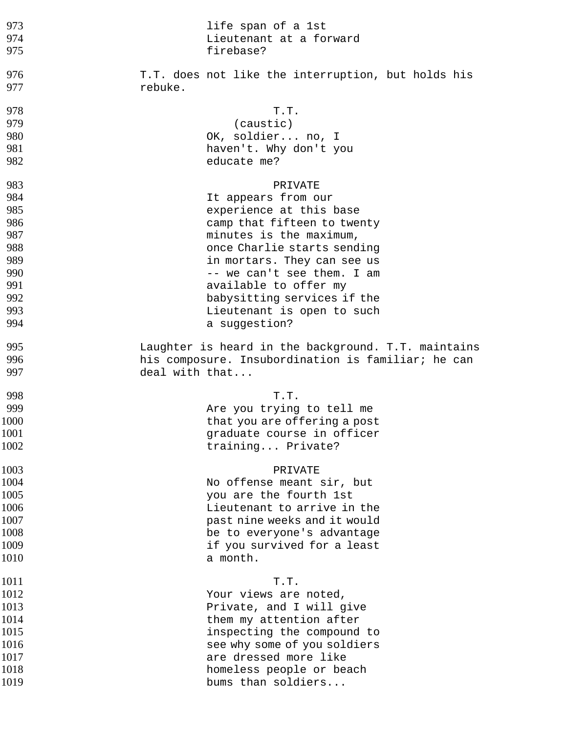life span of a 1st Lieutenant at a forward firebase?

T.T. does not like the interruption, but holds his rebuke.

T.T.
(caustic)
OK, soldier... no, I haven't. Why don't you educate me?

PRIVATE
It appears from our experience at this base camp that fifteen to twenty minutes is the maximum, once Charlie starts sending in mortars. They can see us -- we can't see them. I am available to offer my babysitting services if the Lieutenant is open to such a suggestion?

Laughter is heard in the background. T.T. maintains his composure. Insubordination is familiar; he can deal with that...

T.T.
Are you trying to tell me that you are offering a post graduate course in officer training... Private?

PRIVATE
No offense meant sir, but you are the fourth 1st Lieutenant to arrive in the past nine weeks and it would be to everyone's advantage if you survived for a least a month.

T.T.
Your views are noted, Private, and I will give them my attention after inspecting the compound to see why some of you soldiers are dressed more like homeless people or beach bums than soldiers...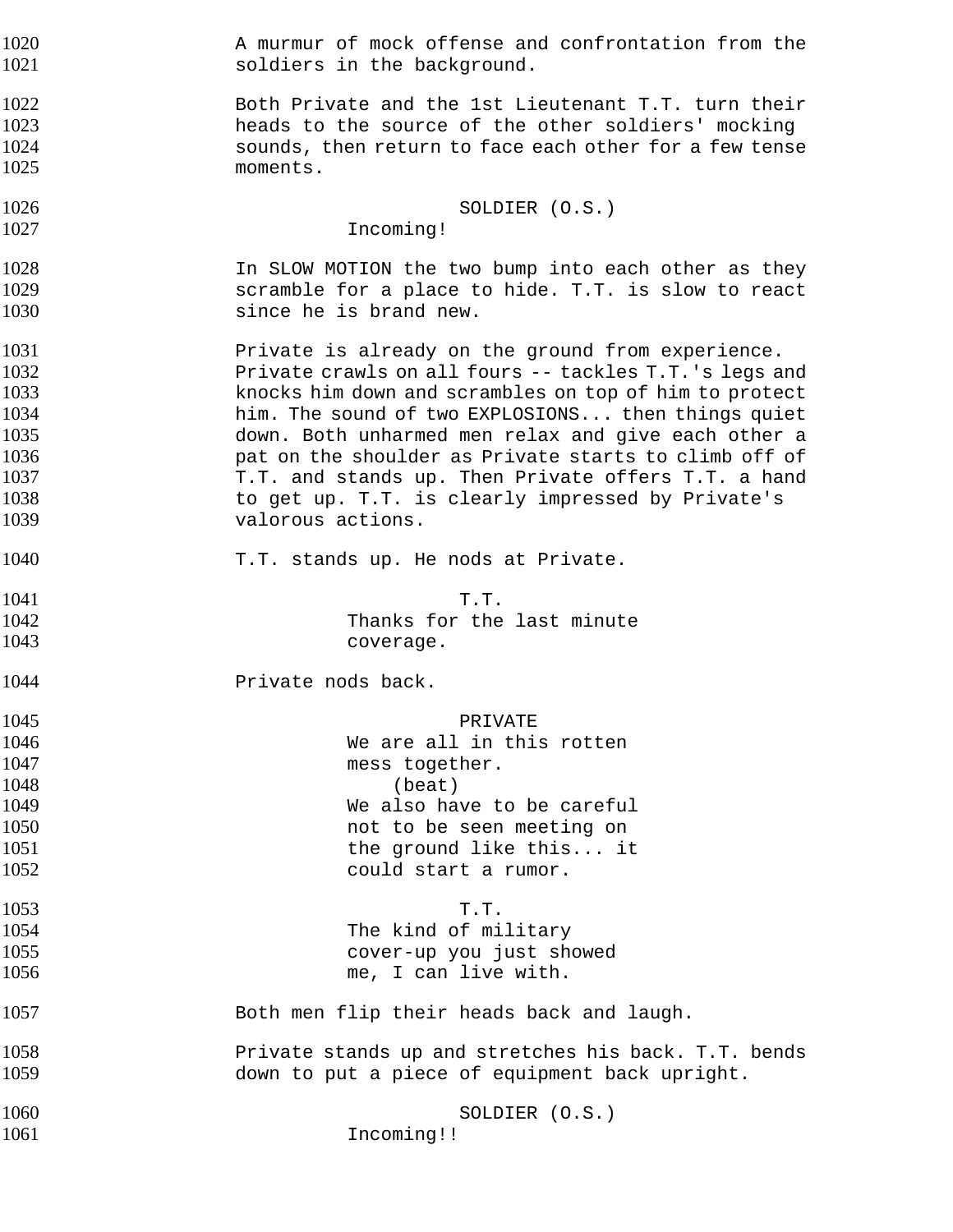A murmur of mock offense and confrontation from the soldiers in the background.

Both Private and the 1st Lieutenant T.T. turn their heads to the source of the other soldiers' mocking sounds, then return to face each other for a few tense moments.

SOLDIER (O.S.)
Incoming!

In SLOW MOTION the two bump into each other as they scramble for a place to hide. T.T. is slow to react since he is brand new.

Private is already on the ground from experience. Private crawls on all fours -- tackles T.T.'s legs and knocks him down and scrambles on top of him to protect him. The sound of two EXPLOSIONS... then things quiet down. Both unharmed men relax and give each other a pat on the shoulder as Private starts to climb off of T.T. and stands up. Then Private offers T.T. a hand to get up. T.T. is clearly impressed by Private's valorous actions.

T.T. stands up. He nods at Private.

T.T.
Thanks for the last minute coverage.

Private nods back.

PRIVATE
We are all in this rotten mess together.
(beat)
We also have to be careful not to be seen meeting on the ground like this... it could start a rumor.

T.T.
The kind of military cover-up you just showed me, I can live with.

Both men flip their heads back and laugh.

Private stands up and stretches his back. T.T. bends down to put a piece of equipment back upright.

SOLDIER (O.S.)
Incoming!!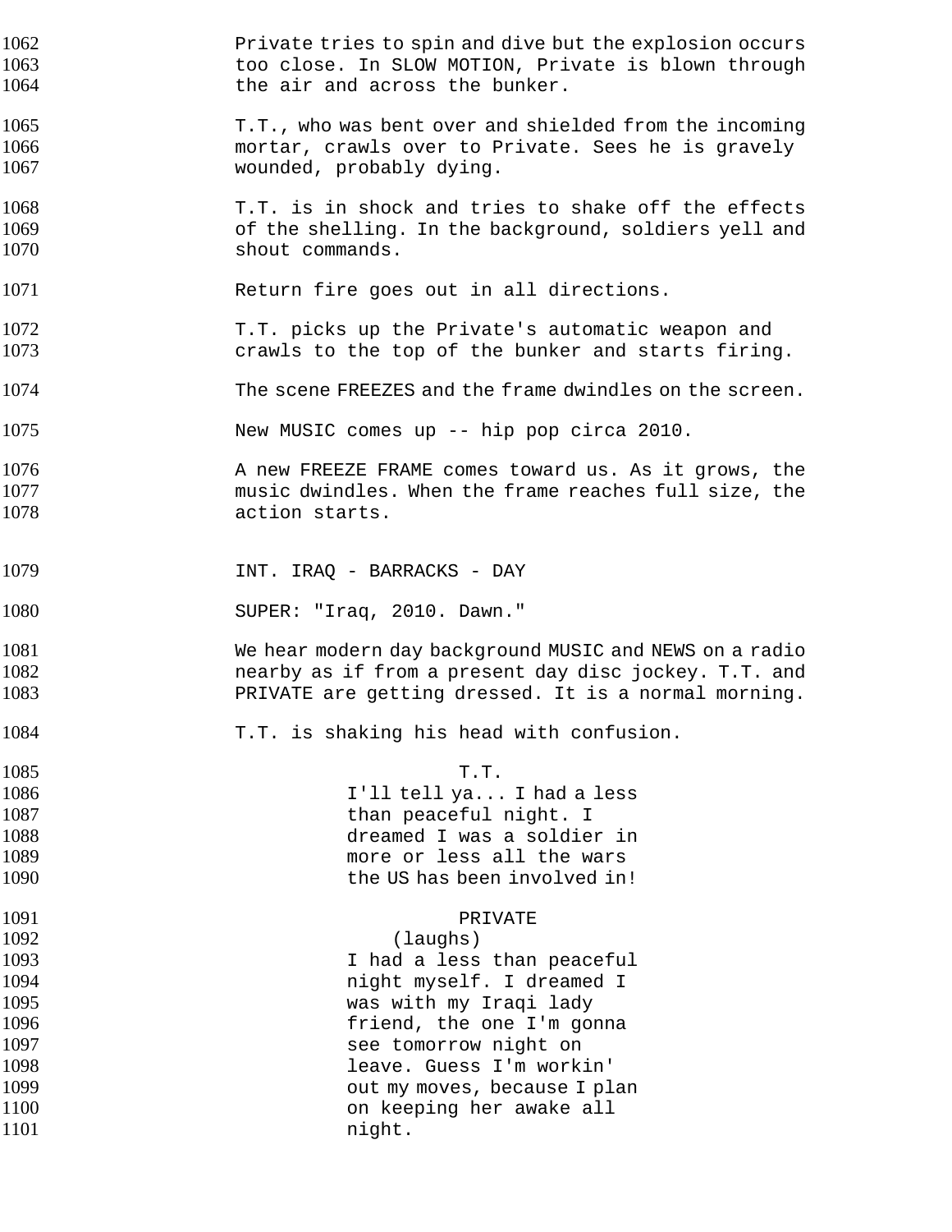Private tries to spin and dive but the explosion occurs too close. In SLOW MOTION, Private is blown through the air and across the bunker.

T.T., who was bent over and shielded from the incoming mortar, crawls over to Private. Sees he is gravely wounded, probably dying.

T.T. is in shock and tries to shake off the effects of the shelling. In the background, soldiers yell and shout commands.

Return fire goes out in all directions.

T.T. picks up the Private's automatic weapon and crawls to the top of the bunker and starts firing.

The scene FREEZES and the frame dwindles on the screen.

New MUSIC comes up -- hip pop circa 2010.

A new FREEZE FRAME comes toward us. As it grows, the music dwindles. When the frame reaches full size, the action starts.

INT. IRAQ - BARRACKS - DAY

SUPER: "Iraq, 2010. Dawn."

We hear modern day background MUSIC and NEWS on a radio nearby as if from a present day disc jockey. T.T. and PRIVATE are getting dressed. It is a normal morning.

T.T. is shaking his head with confusion.

T.T.

I'll tell ya... I had a less than peaceful night. I dreamed I was a soldier in more or less all the wars the US has been involved in!

PRIVATE

(laughs)

I had a less than peaceful night myself. I dreamed I was with my Iraqi lady friend, the one I'm gonna see tomorrow night on leave. Guess I'm workin' out my moves, because I plan on keeping her awake all night.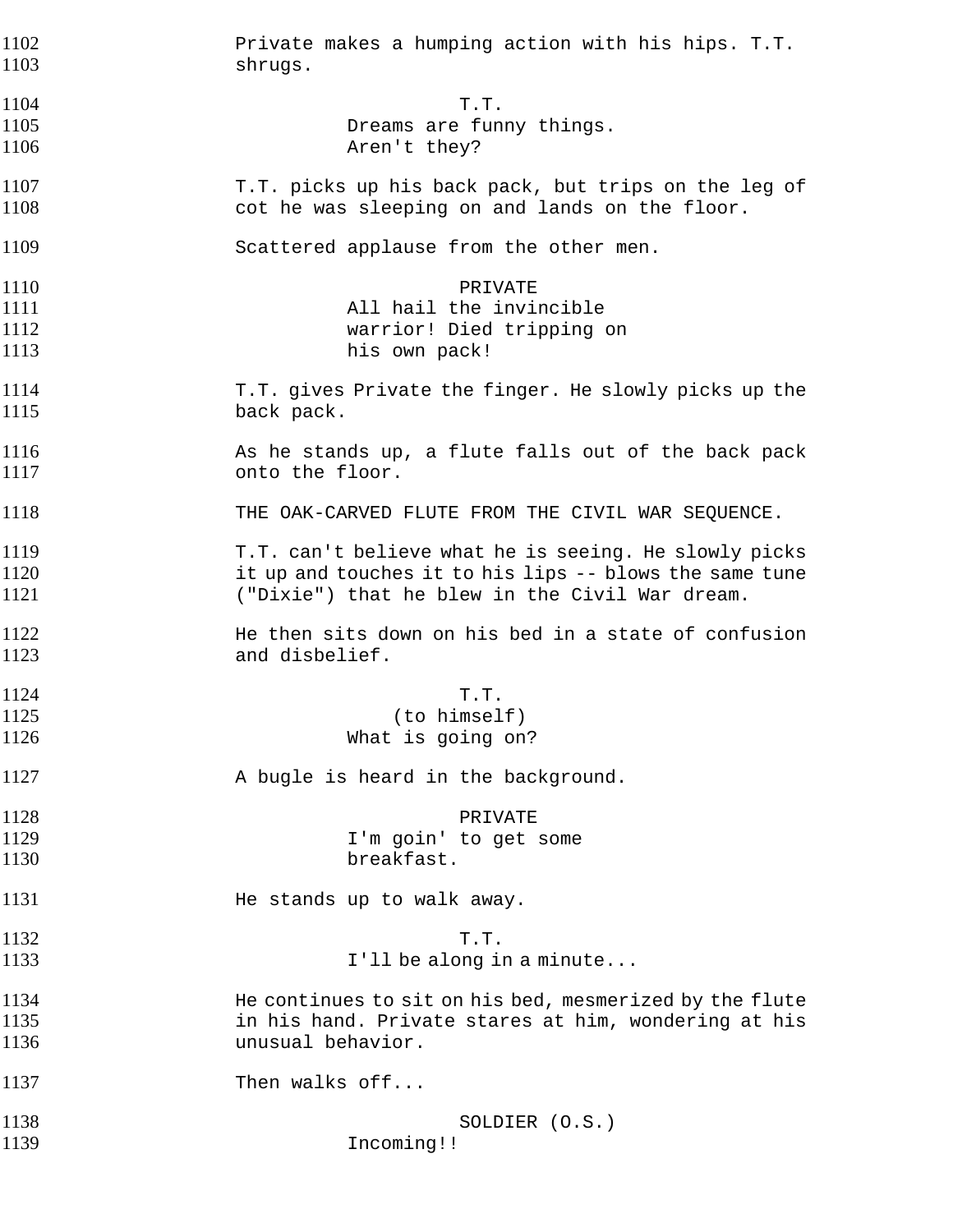Private makes a humping action with his hips. T.T. shrugs.

T.T.
Dreams are funny things.
Aren't they?

T.T. picks up his back pack, but trips on the leg of cot he was sleeping on and lands on the floor.

Scattered applause from the other men.

PRIVATE
All hail the invincible
warrior! Died tripping on
his own pack!

T.T. gives Private the finger. He slowly picks up the back pack.

As he stands up, a flute falls out of the back pack onto the floor.

THE OAK-CARVED FLUTE FROM THE CIVIL WAR SEQUENCE.

T.T. can't believe what he is seeing. He slowly picks it up and touches it to his lips -- blows the same tune ("Dixie") that he blew in the Civil War dream.

He then sits down on his bed in a state of confusion and disbelief.

T.T.
(to himself)
What is going on?

A bugle is heard in the background.

PRIVATE
I'm goin' to get some
breakfast.

He stands up to walk away.

T.T.
I'll be along in a minute...

He continues to sit on his bed, mesmerized by the flute in his hand. Private stares at him, wondering at his unusual behavior.

Then walks off...

SOLDIER (O.S.)
Incoming!!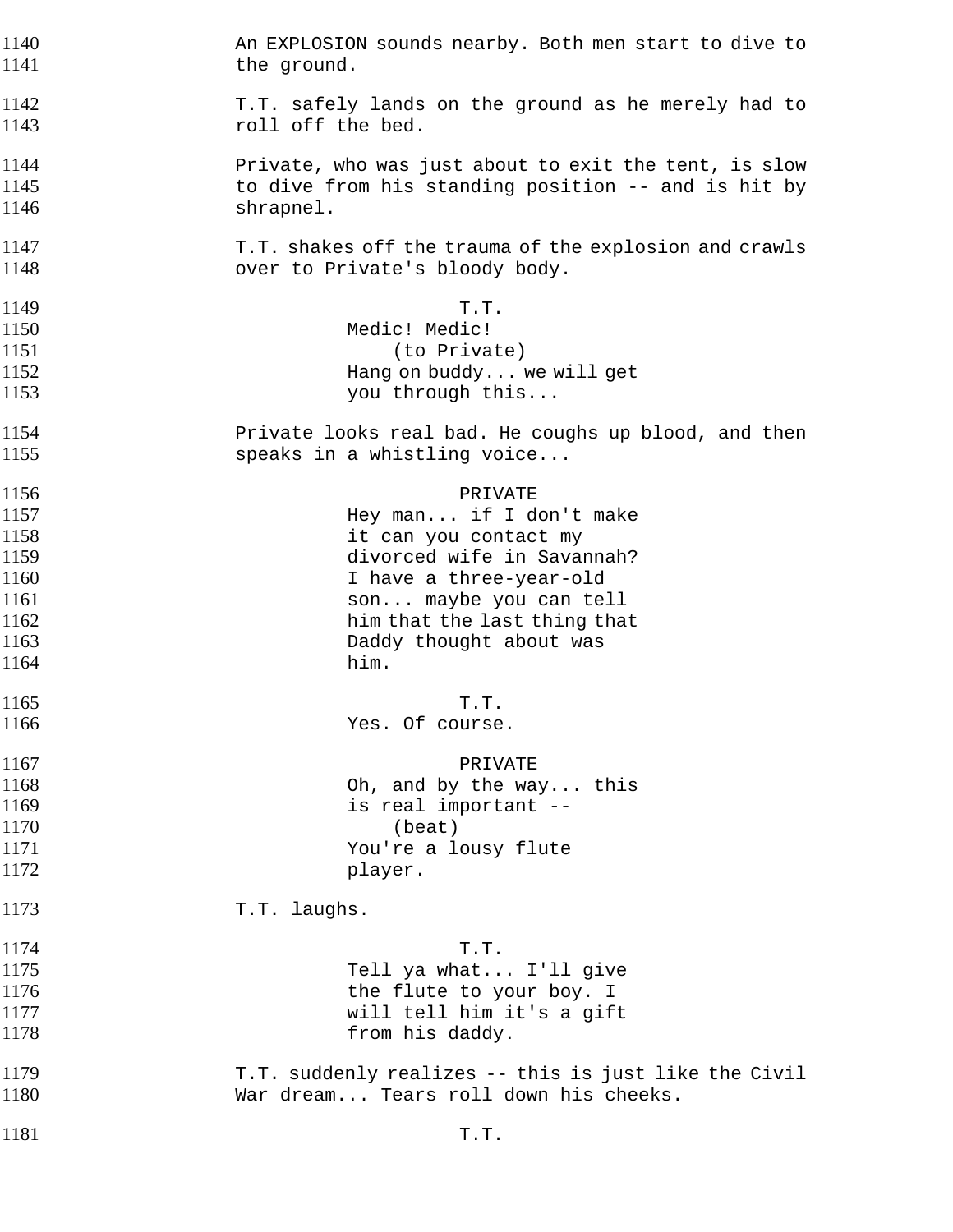An EXPLOSION sounds nearby. Both men start to dive to the ground.

T.T. safely lands on the ground as he merely had to roll off the bed.

Private, who was just about to exit the tent, is slow to dive from his standing position -- and is hit by shrapnel.

T.T. shakes off the trauma of the explosion and crawls over to Private's bloody body.

T.T.
Medic! Medic!
(to Private)
Hang on buddy... we will get you through this...

Private looks real bad. He coughs up blood, and then speaks in a whistling voice...

PRIVATE
Hey man... if I don't make it can you contact my divorced wife in Savannah? I have a three-year-old son... maybe you can tell him that the last thing that Daddy thought about was him.

T.T.
Yes. Of course.

PRIVATE
Oh, and by the way... this is real important --
(beat)
You're a lousy flute player.

T.T. laughs.

T.T.
Tell ya what... I'll give the flute to your boy. I will tell him it's a gift from his daddy.

T.T. suddenly realizes -- this is just like the Civil War dream... Tears roll down his cheeks.

T.T.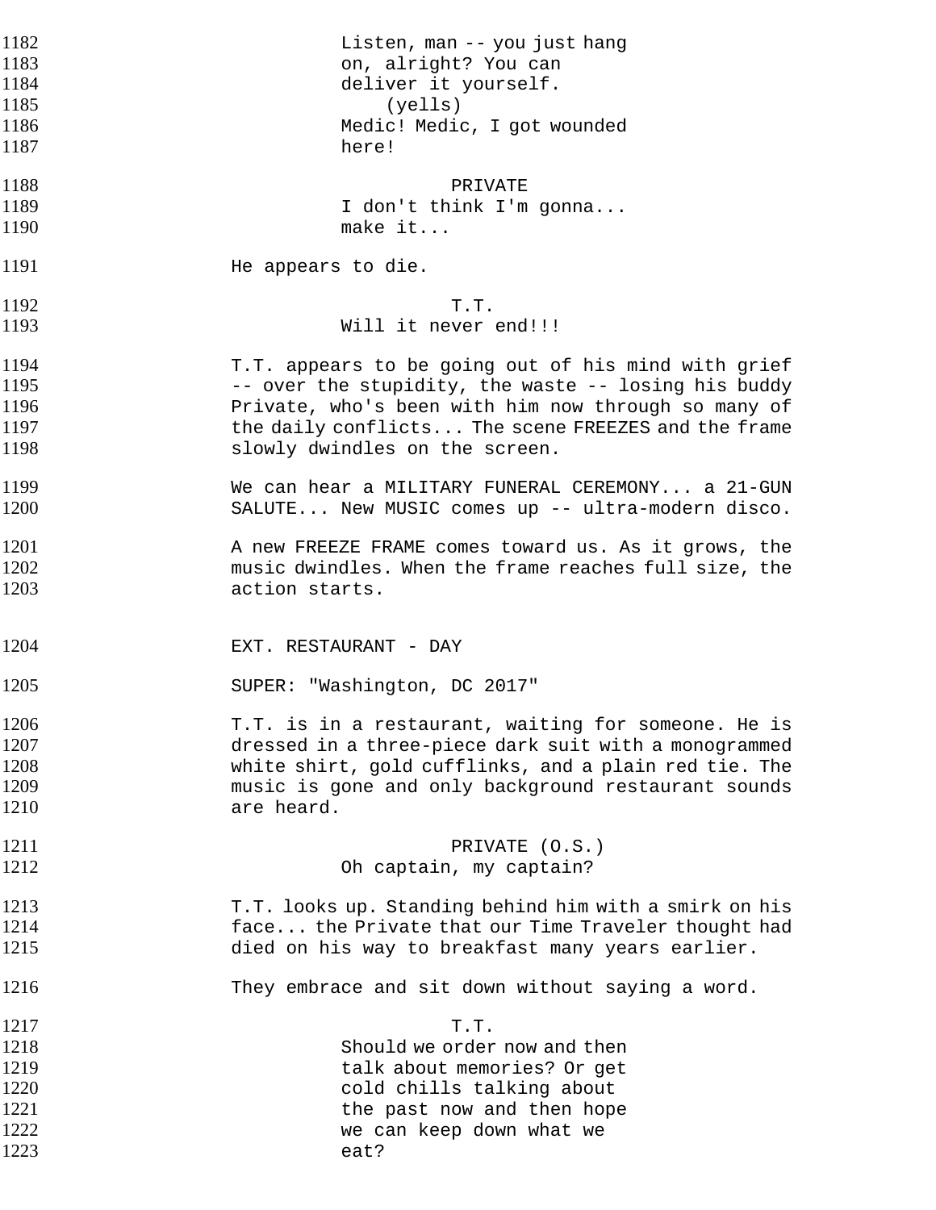Listen, man -- you just hang on, alright? You can deliver it yourself.
(yells)
Medic! Medic, I got wounded here!

PRIVATE
I don't think I'm gonna... make it...

He appears to die.

T.T.
Will it never end!!!

T.T. appears to be going out of his mind with grief -- over the stupidity, the waste -- losing his buddy Private, who's been with him now through so many of the daily conflicts... The scene FREEZES and the frame slowly dwindles on the screen.

We can hear a MILITARY FUNERAL CEREMONY... a 21-GUN SALUTE... New MUSIC comes up -- ultra-modern disco.

A new FREEZE FRAME comes toward us. As it grows, the music dwindles. When the frame reaches full size, the action starts.

EXT. RESTAURANT - DAY

SUPER: "Washington, DC 2017"

T.T. is in a restaurant, waiting for someone. He is dressed in a three-piece dark suit with a monogrammed white shirt, gold cufflinks, and a plain red tie. The music is gone and only background restaurant sounds are heard.

PRIVATE (O.S.)
Oh captain, my captain?

T.T. looks up. Standing behind him with a smirk on his face... the Private that our Time Traveler thought had died on his way to breakfast many years earlier.

They embrace and sit down without saying a word.

T.T.
Should we order now and then talk about memories? Or get cold chills talking about the past now and then hope we can keep down what we eat?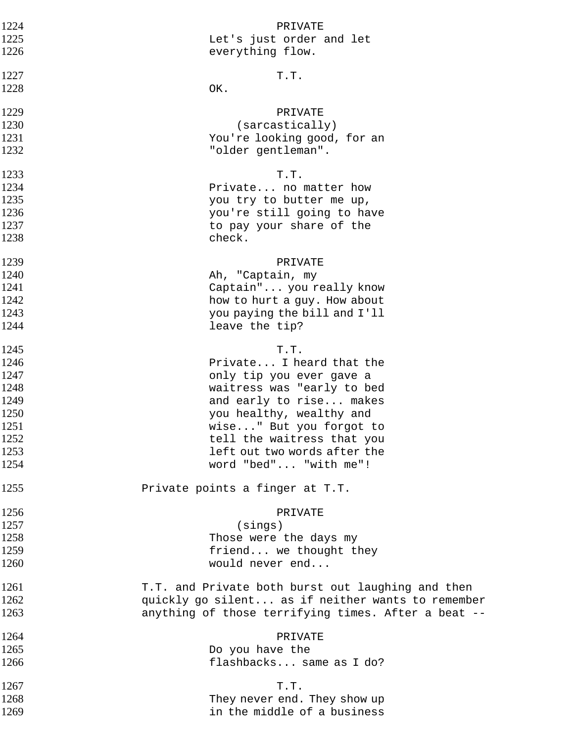PRIVATE
Let's just order and let everything flow.

T.T.
OK.

PRIVATE
(sarcastically)
You're looking good, for an "older gentleman".

T.T.
Private... no matter how you try to butter me up, you're still going to have to pay your share of the check.

PRIVATE
Ah, "Captain, my Captain"... you really know how to hurt a guy. How about you paying the bill and I'll leave the tip?

T.T.
Private... I heard that the only tip you ever gave a waitress was "early to bed and early to rise... makes you healthy, wealthy and wise..." But you forgot to tell the waitress that you left out two words after the word "bed"... "with me"!

Private points a finger at T.T.

PRIVATE
(sings)
Those were the days my friend... we thought they would never end...

T.T. and Private both burst out laughing and then quickly go silent... as if neither wants to remember anything of those terrifying times. After a beat --

PRIVATE
Do you have the flashbacks... same as I do?

T.T.
They never end. They show up in the middle of a business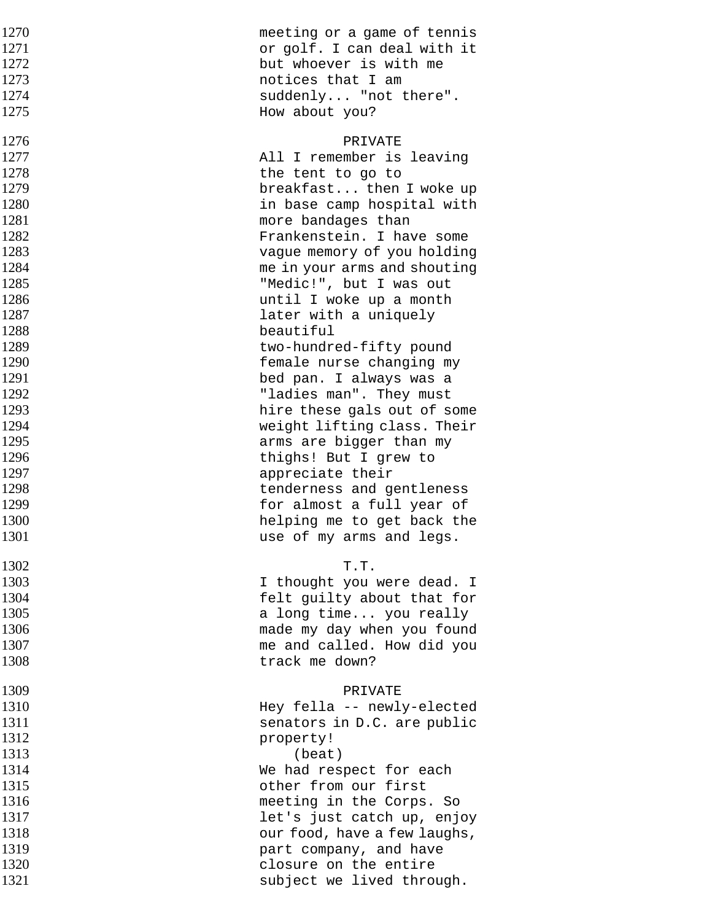meeting or a game of tennis or golf. I can deal with it but whoever is with me notices that I am suddenly... "not there". How about you?

PRIVATE

All I remember is leaving the tent to go to breakfast... then I woke up in base camp hospital with more bandages than Frankenstein. I have some vague memory of you holding me in your arms and shouting "Medic!", but I was out until I woke up a month later with a uniquely beautiful two-hundred-fifty pound female nurse changing my bed pan. I always was a "ladies man". They must hire these gals out of some weight lifting class. Their arms are bigger than my thighs! But I grew to appreciate their tenderness and gentleness for almost a full year of helping me to get back the use of my arms and legs.

T.T.

I thought you were dead. I felt guilty about that for a long time... you really made my day when you found me and called. How did you track me down?

PRIVATE

Hey fella -- newly-elected senators in D.C. are public property!

(beat)

We had respect for each other from our first meeting in the Corps. So let's just catch up, enjoy our food, have a few laughs, part company, and have closure on the entire subject we lived through.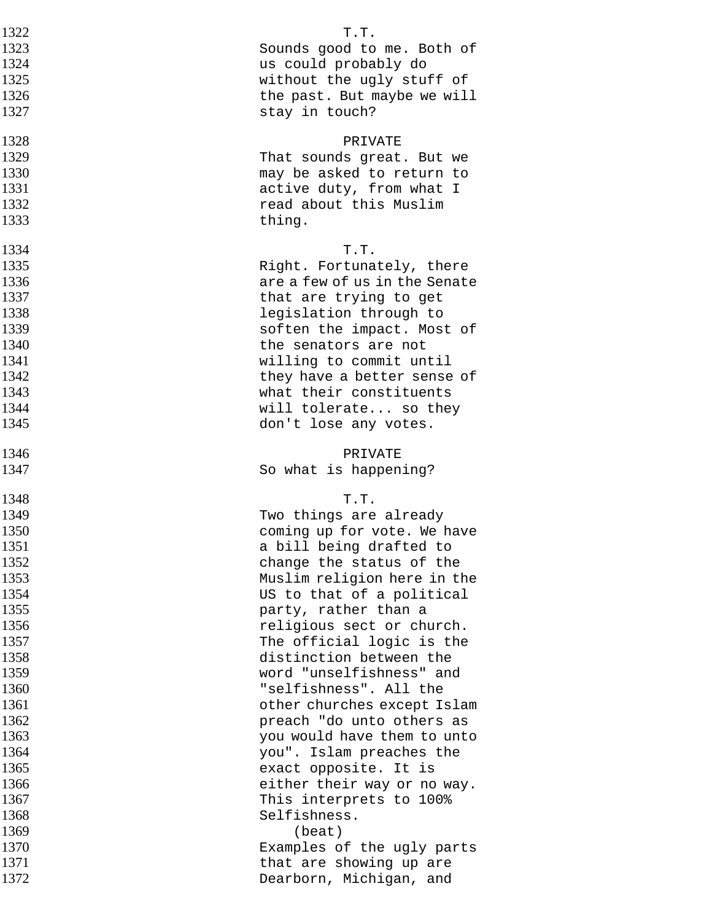T.T.
Sounds good to me. Both of us could probably do without the ugly stuff of the past. But maybe we will stay in touch?

PRIVATE
That sounds great. But we may be asked to return to active duty, from what I read about this Muslim thing.

T.T.
Right. Fortunately, there are a few of us in the Senate that are trying to get legislation through to soften the impact. Most of the senators are not willing to commit until they have a better sense of what their constituents will tolerate... so they don't lose any votes.

PRIVATE
So what is happening?

T.T.
Two things are already coming up for vote. We have a bill being drafted to change the status of the Muslim religion here in the US to that of a political party, rather than a religious sect or church. The official logic is the distinction between the word "unselfishness" and "selfishness". All the other churches except Islam preach "do unto others as you would have them to unto you". Islam preaches the exact opposite. It is either their way or no way. This interprets to 100% Selfishness.
(beat)
Examples of the ugly parts that are showing up are Dearborn, Michigan, and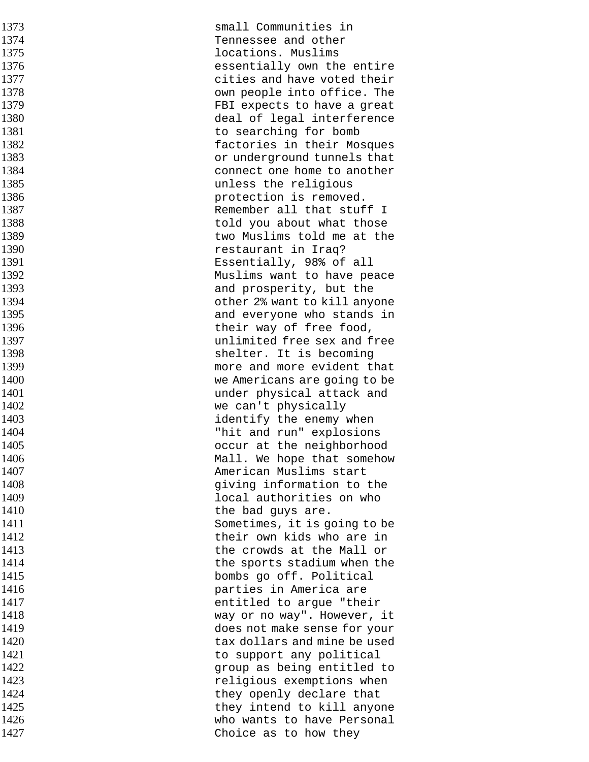small Communities in Tennessee and other locations. Muslims essentially own the entire cities and have voted their own people into office. The FBI expects to have a great deal of legal interference to searching for bomb factories in their Mosques or underground tunnels that connect one home to another unless the religious protection is removed. Remember all that stuff I told you about what those two Muslims told me at the restaurant in Iraq? Essentially, 98% of all Muslims want to have peace and prosperity, but the other 2% want to kill anyone and everyone who stands in their way of free food, unlimited free sex and free shelter. It is becoming more and more evident that we Americans are going to be under physical attack and we can't physically identify the enemy when "hit and run" explosions occur at the neighborhood Mall. We hope that somehow American Muslims start giving information to the local authorities on who the bad guys are. Sometimes, it is going to be their own kids who are in the crowds at the Mall or the sports stadium when the bombs go off. Political parties in America are entitled to argue "their way or no way". However, it does not make sense for your tax dollars and mine be used to support any political group as being entitled to religious exemptions when they openly declare that they intend to kill anyone who wants to have Personal Choice as to how they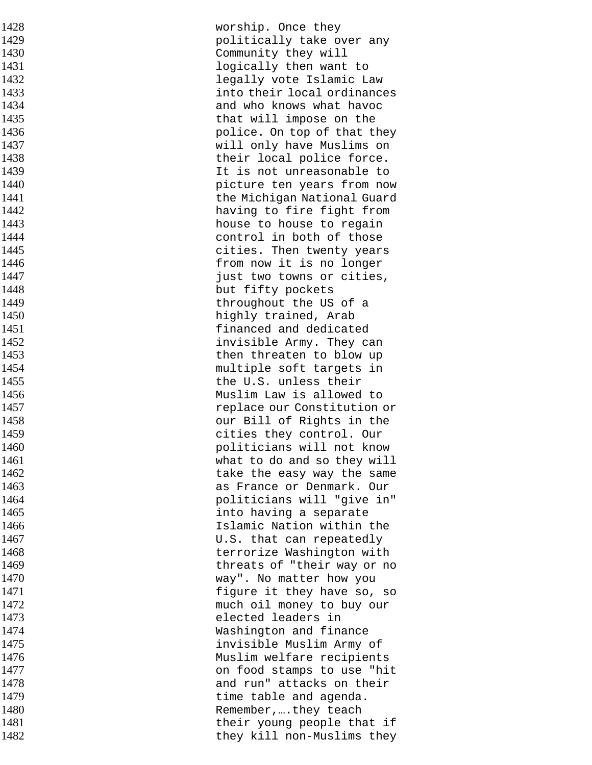1428 worship. Once they
1429 politically take over any
1430 Community they will
1431 logically then want to
1432 legally vote Islamic Law
1433 into their local ordinances
1434 and who knows what havoc
1435 that will impose on the
1436 police. On top of that they
1437 will only have Muslims on
1438 their local police force.
1439 It is not unreasonable to
1440 picture ten years from now
1441 the Michigan National Guard
1442 having to fire fight from
1443 house to house to regain
1444 control in both of those
1445 cities. Then twenty years
1446 from now it is no longer
1447 just two towns or cities,
1448 but fifty pockets
1449 throughout the US of a
1450 highly trained, Arab
1451 financed and dedicated
1452 invisible Army. They can
1453 then threaten to blow up
1454 multiple soft targets in
1455 the U.S. unless their
1456 Muslim Law is allowed to
1457 replace our Constitution or
1458 our Bill of Rights in the
1459 cities they control. Our
1460 politicians will not know
1461 what to do and so they will
1462 take the easy way the same
1463 as France or Denmark. Our
1464 politicians will "give in"
1465 into having a separate
1466 Islamic Nation within the
1467 U.S. that can repeatedly
1468 terrorize Washington with
1469 threats of "their way or no
1470 way". No matter how you
1471 figure it they have so, so
1472 much oil money to buy our
1473 elected leaders in
1474 Washington and finance
1475 invisible Muslim Army of
1476 Muslim welfare recipients
1477 on food stamps to use "hit
1478 and run" attacks on their
1479 time table and agenda.
1480 Remember,….they teach
1481 their young people that if
1482 they kill non-Muslims they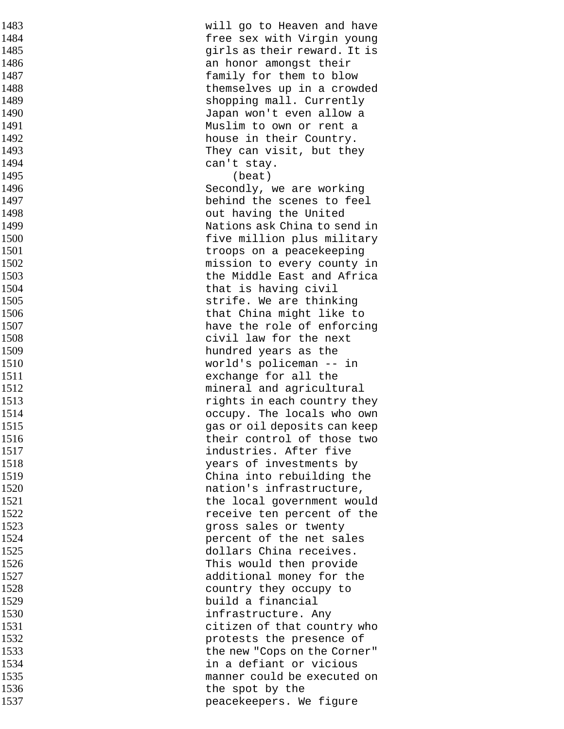```
1483                              will go to Heaven and have
1484                              free sex with Virgin young
1485                              girls as their reward. It is
1486                              an honor amongst their
1487                              family for them to blow
1488                              themselves up in a crowded
1489                              shopping mall. Currently
1490                              Japan won't even allow a
1491                              Muslim to own or rent a
1492                              house in their Country.
1493                              They can visit, but they
1494                              can't stay.
1495                                  (beat)
1496                              Secondly, we are working
1497                              behind the scenes to feel
1498                              out having the United
1499                              Nations ask China to send in
1500                              five million plus military
1501                              troops on a peacekeeping
1502                              mission to every county in
1503                              the Middle East and Africa
1504                              that is having civil
1505                              strife. We are thinking
1506                              that China might like to
1507                              have the role of enforcing
1508                              civil law for the next
1509                              hundred years as the
1510                              world's policeman -- in
1511                              exchange for all the
1512                              mineral and agricultural
1513                              rights in each country they
1514                              occupy. The locals who own
1515                              gas or oil deposits can keep
1516                              their control of those two
1517                              industries. After five
1518                              years of investments by
1519                              China into rebuilding the
1520                              nation's infrastructure,
1521                              the local government would
1522                              receive ten percent of the
1523                              gross sales or twenty
1524                              percent of the net sales
1525                              dollars China receives.
1526                              This would then provide
1527                              additional money for the
1528                              country they occupy to
1529                              build a financial
1530                              infrastructure. Any
1531                              citizen of that country who
1532                              protests the presence of
1533                              the new "Cops on the Corner"
1534                              in a defiant or vicious
1535                              manner could be executed on
1536                              the spot by the
1537                              peacekeepers. We figure
```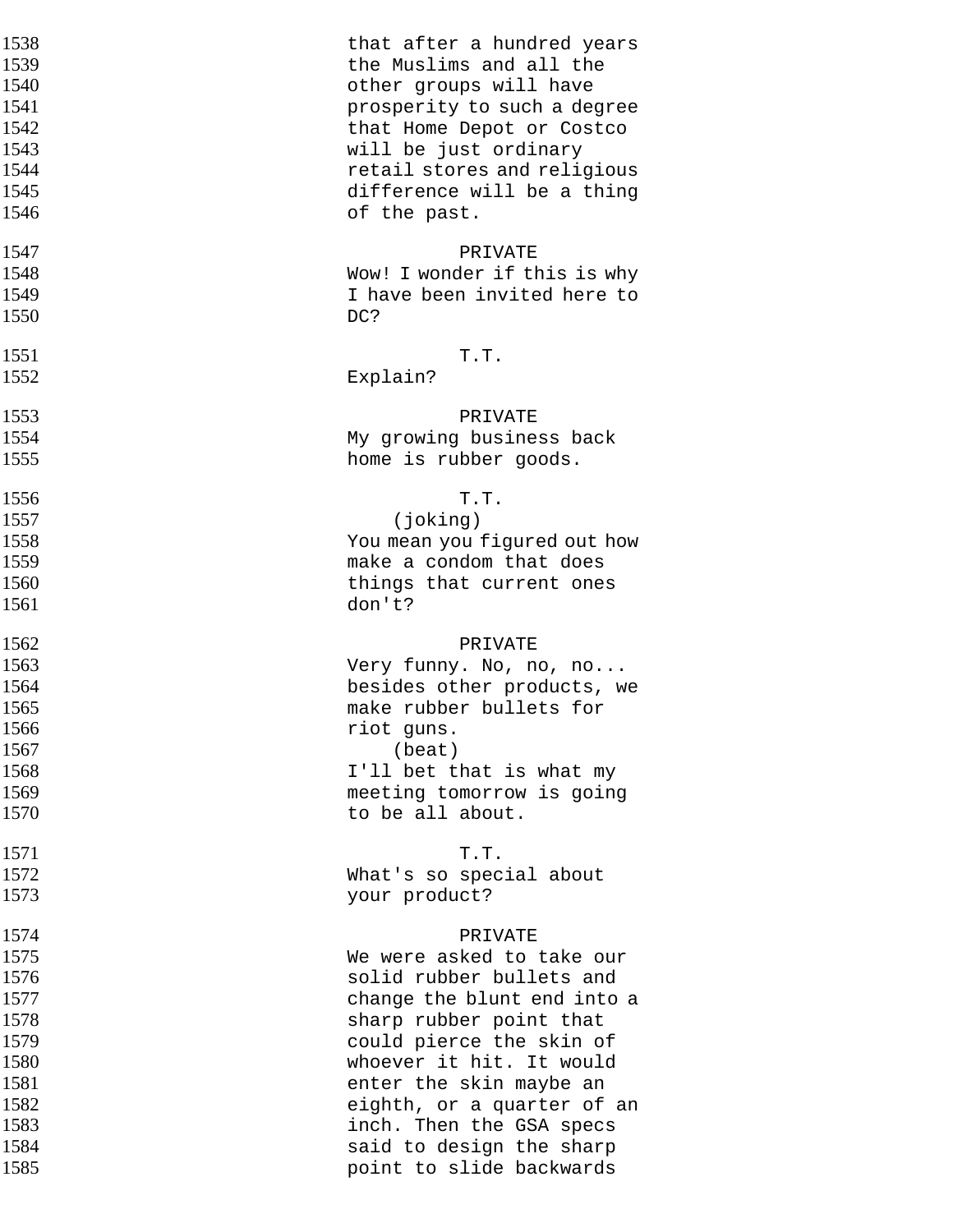1538 that after a hundred years
1539 the Muslims and all the
1540 other groups will have
1541 prosperity to such a degree
1542 that Home Depot or Costco
1543 will be just ordinary
1544 retail stores and religious
1545 difference will be a thing
1546 of the past.

1547 PRIVATE
1548 Wow! I wonder if this is why
1549 I have been invited here to
1550 DC?

1551 T.T.
1552 Explain?

1553 PRIVATE
1554 My growing business back
1555 home is rubber goods.

1556 T.T.
1557 (joking)
1558 You mean you figured out how
1559 make a condom that does
1560 things that current ones
1561 don't?

1562 PRIVATE
1563 Very funny. No, no, no...
1564 besides other products, we
1565 make rubber bullets for
1566 riot guns.
1567 (beat)
1568 I'll bet that is what my
1569 meeting tomorrow is going
1570 to be all about.

1571 T.T.
1572 What's so special about
1573 your product?

1574 PRIVATE
1575 We were asked to take our
1576 solid rubber bullets and
1577 change the blunt end into a
1578 sharp rubber point that
1579 could pierce the skin of
1580 whoever it hit. It would
1581 enter the skin maybe an
1582 eighth, or a quarter of an
1583 inch. Then the GSA specs
1584 said to design the sharp
1585 point to slide backwards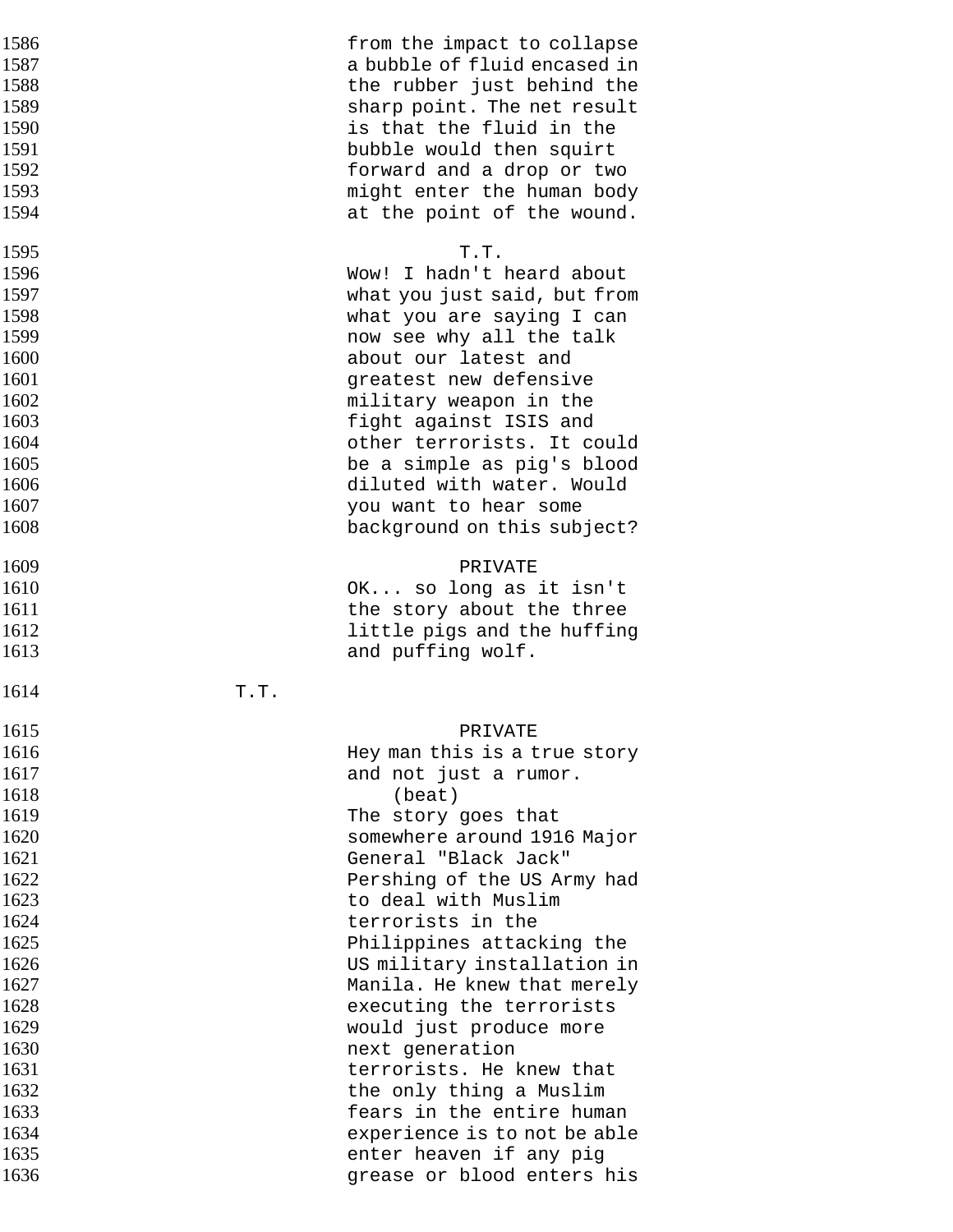1586 from the impact to collapse
1587 a bubble of fluid encased in
1588 the rubber just behind the
1589 sharp point. The net result
1590 is that the fluid in the
1591 bubble would then squirt
1592 forward and a drop or two
1593 might enter the human body
1594 at the point of the wound.

1595 T.T.
1596 Wow! I hadn't heard about
1597 what you just said, but from
1598 what you are saying I can
1599 now see why all the talk
1600 about our latest and
1601 greatest new defensive
1602 military weapon in the
1603 fight against ISIS and
1604 other terrorists. It could
1605 be a simple as pig's blood
1606 diluted with water. Would
1607 you want to hear some
1608 background on this subject?

1609 PRIVATE
1610 OK... so long as it isn't
1611 the story about the three
1612 little pigs and the huffing
1613 and puffing wolf.

1614 T.T.

1615 PRIVATE
1616 Hey man this is a true story
1617 and not just a rumor.
1618 (beat)
1619 The story goes that
1620 somewhere around 1916 Major
1621 General "Black Jack"
1622 Pershing of the US Army had
1623 to deal with Muslim
1624 terrorists in the
1625 Philippines attacking the
1626 US military installation in
1627 Manila. He knew that merely
1628 executing the terrorists
1629 would just produce more
1630 next generation
1631 terrorists. He knew that
1632 the only thing a Muslim
1633 fears in the entire human
1634 experience is to not be able
1635 enter heaven if any pig
1636 grease or blood enters his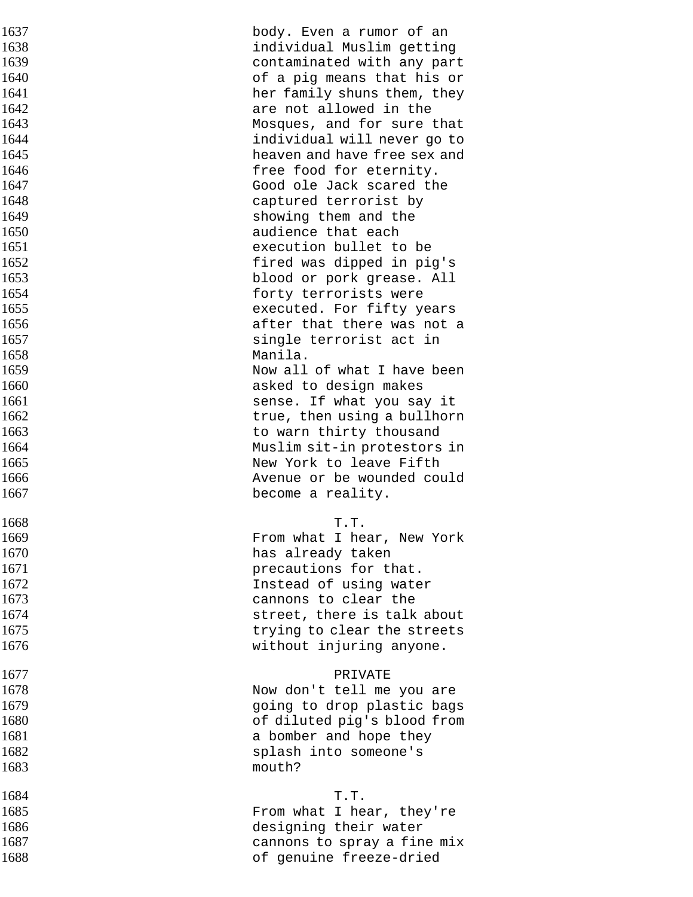body. Even a rumor of an individual Muslim getting contaminated with any part of a pig means that his or her family shuns them, they are not allowed in the Mosques, and for sure that individual will never go to heaven and have free sex and free food for eternity. Good ole Jack scared the captured terrorist by showing them and the audience that each execution bullet to be fired was dipped in pig's blood or pork grease. All forty terrorists were executed. For fifty years after that there was not a single terrorist act in Manila.
Now all of what I have been asked to design makes sense. If what you say it true, then using a bullhorn to warn thirty thousand Muslim sit-in protestors in New York to leave Fifth Avenue or be wounded could become a reality.

T.T.

From what I hear, New York has already taken precautions for that. Instead of using water cannons to clear the street, there is talk about trying to clear the streets without injuring anyone.

PRIVATE

Now don't tell me you are going to drop plastic bags of diluted pig's blood from a bomber and hope they splash into someone's mouth?

T.T.

From what I hear, they're designing their water cannons to spray a fine mix of genuine freeze-dried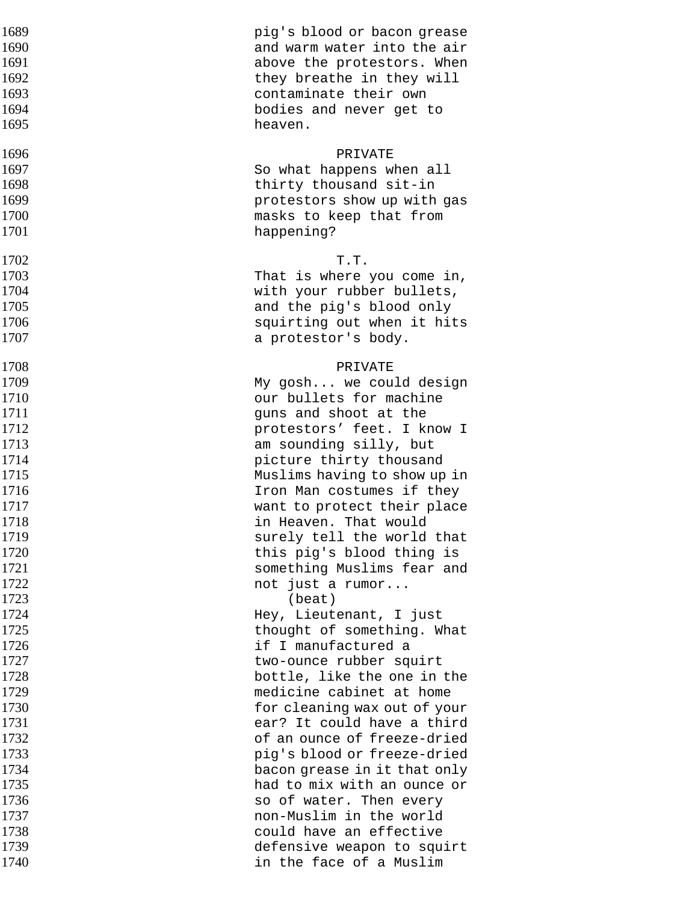pig's blood or bacon grease and warm water into the air above the protestors. When they breathe in they will contaminate their own bodies and never get to heaven.

PRIVATE

So what happens when all thirty thousand sit-in protestors show up with gas masks to keep that from happening?

T.T.

That is where you come in, with your rubber bullets, and the pig's blood only squirting out when it hits a protestor's body.

PRIVATE

My gosh... we could design our bullets for machine guns and shoot at the protestors' feet. I know I am sounding silly, but picture thirty thousand Muslims having to show up in Iron Man costumes if they want to protect their place in Heaven. That would surely tell the world that this pig's blood thing is something Muslims fear and not just a rumor...

(beat)

Hey, Lieutenant, I just thought of something. What if I manufactured a two-ounce rubber squirt bottle, like the one in the medicine cabinet at home for cleaning wax out of your ear? It could have a third of an ounce of freeze-dried pig's blood or freeze-dried bacon grease in it that only had to mix with an ounce or so of water. Then every non-Muslim in the world could have an effective defensive weapon to squirt in the face of a Muslim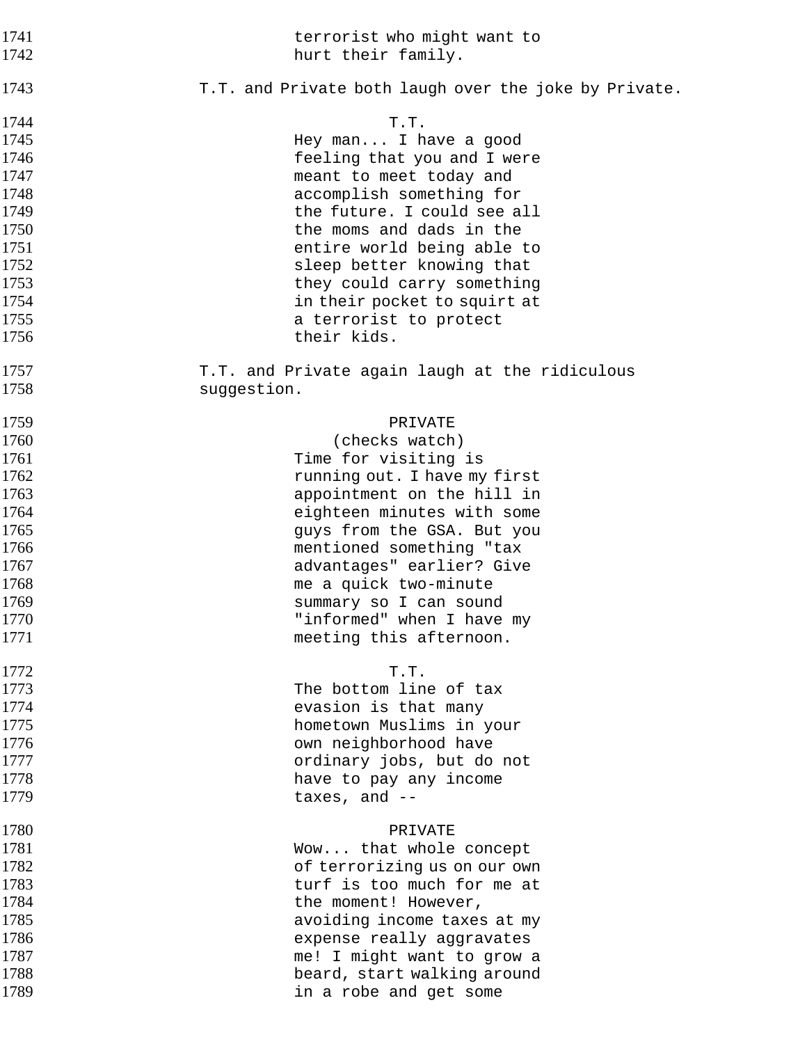1741 terrorist who might want to
1742 hurt their family.

1743 T.T. and Private both laugh over the joke by Private.

1744 T.T.
1745 Hey man... I have a good
1746 feeling that you and I were
1747 meant to meet today and
1748 accomplish something for
1749 the future. I could see all
1750 the moms and dads in the
1751 entire world being able to
1752 sleep better knowing that
1753 they could carry something
1754 in their pocket to squirt at
1755 a terrorist to protect
1756 their kids.

1757 T.T. and Private again laugh at the ridiculous
1758 suggestion.

1759 PRIVATE
1760 (checks watch)
1761 Time for visiting is
1762 running out. I have my first
1763 appointment on the hill in
1764 eighteen minutes with some
1765 guys from the GSA. But you
1766 mentioned something "tax
1767 advantages" earlier? Give
1768 me a quick two-minute
1769 summary so I can sound
1770 "informed" when I have my
1771 meeting this afternoon.

1772 T.T.
1773 The bottom line of tax
1774 evasion is that many
1775 hometown Muslims in your
1776 own neighborhood have
1777 ordinary jobs, but do not
1778 have to pay any income
1779 taxes, and --

1780 PRIVATE
1781 Wow... that whole concept
1782 of terrorizing us on our own
1783 turf is too much for me at
1784 the moment! However,
1785 avoiding income taxes at my
1786 expense really aggravates
1787 me! I might want to grow a
1788 beard, start walking around
1789 in a robe and get some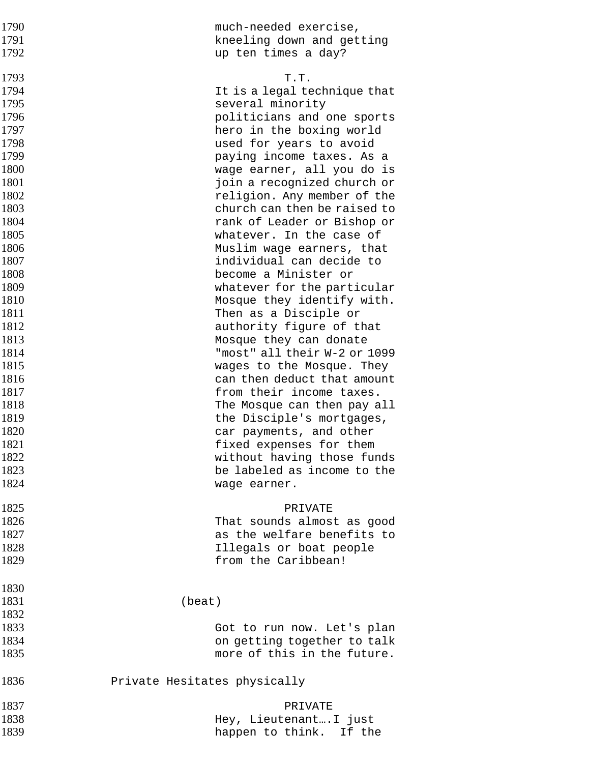1790 much-needed exercise,
1791 kneeling down and getting
1792 up ten times a day?

1793 T.T.
1794 It is a legal technique that
1795 several minority
1796 politicians and one sports
1797 hero in the boxing world
1798 used for years to avoid
1799 paying income taxes. As a
1800 wage earner, all you do is
1801 join a recognized church or
1802 religion. Any member of the
1803 church can then be raised to
1804 rank of Leader or Bishop or
1805 whatever. In the case of
1806 Muslim wage earners, that
1807 individual can decide to
1808 become a Minister or
1809 whatever for the particular
1810 Mosque they identify with.
1811 Then as a Disciple or
1812 authority figure of that
1813 Mosque they can donate
1814 "most" all their W-2 or 1099
1815 wages to the Mosque. They
1816 can then deduct that amount
1817 from their income taxes.
1818 The Mosque can then pay all
1819 the Disciple's mortgages,
1820 car payments, and other
1821 fixed expenses for them
1822 without having those funds
1823 be labeled as income to the
1824 wage earner.

1825 PRIVATE
1826 That sounds almost as good
1827 as the welfare benefits to
1828 Illegals or boat people
1829 from the Caribbean!

1830
1831 (beat)
1832
1833 Got to run now. Let's plan
1834 on getting together to talk
1835 more of this in the future.

1836 Private Hesitates physically

1837 PRIVATE
1838 Hey, Lieutenant….I just
1839 happen to think.  If the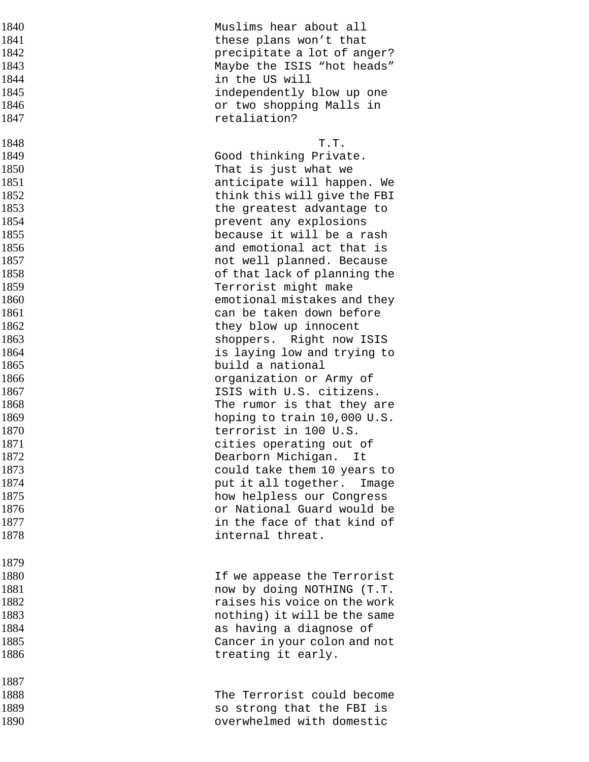Muslims hear about all these plans won't that precipitate a lot of anger? Maybe the ISIS "hot heads" in the US will independently blow up one or two shopping Malls in retaliation?

T.T.

Good thinking Private. That is just what we anticipate will happen. We think this will give the FBI the greatest advantage to prevent any explosions because it will be a rash and emotional act that is not well planned. Because of that lack of planning the Terrorist might make emotional mistakes and they can be taken down before they blow up innocent shoppers. Right now ISIS is laying low and trying to build a national organization or Army of ISIS with U.S. citizens. The rumor is that they are hoping to train 10,000 U.S. terrorist in 100 U.S. cities operating out of Dearborn Michigan. It could take them 10 years to put it all together. Image how helpless our Congress or National Guard would be in the face of that kind of internal threat.

If we appease the Terrorist now by doing NOTHING (T.T. raises his voice on the work nothing) it will be the same as having a diagnose of Cancer in your colon and not treating it early.

The Terrorist could become so strong that the FBI is overwhelmed with domestic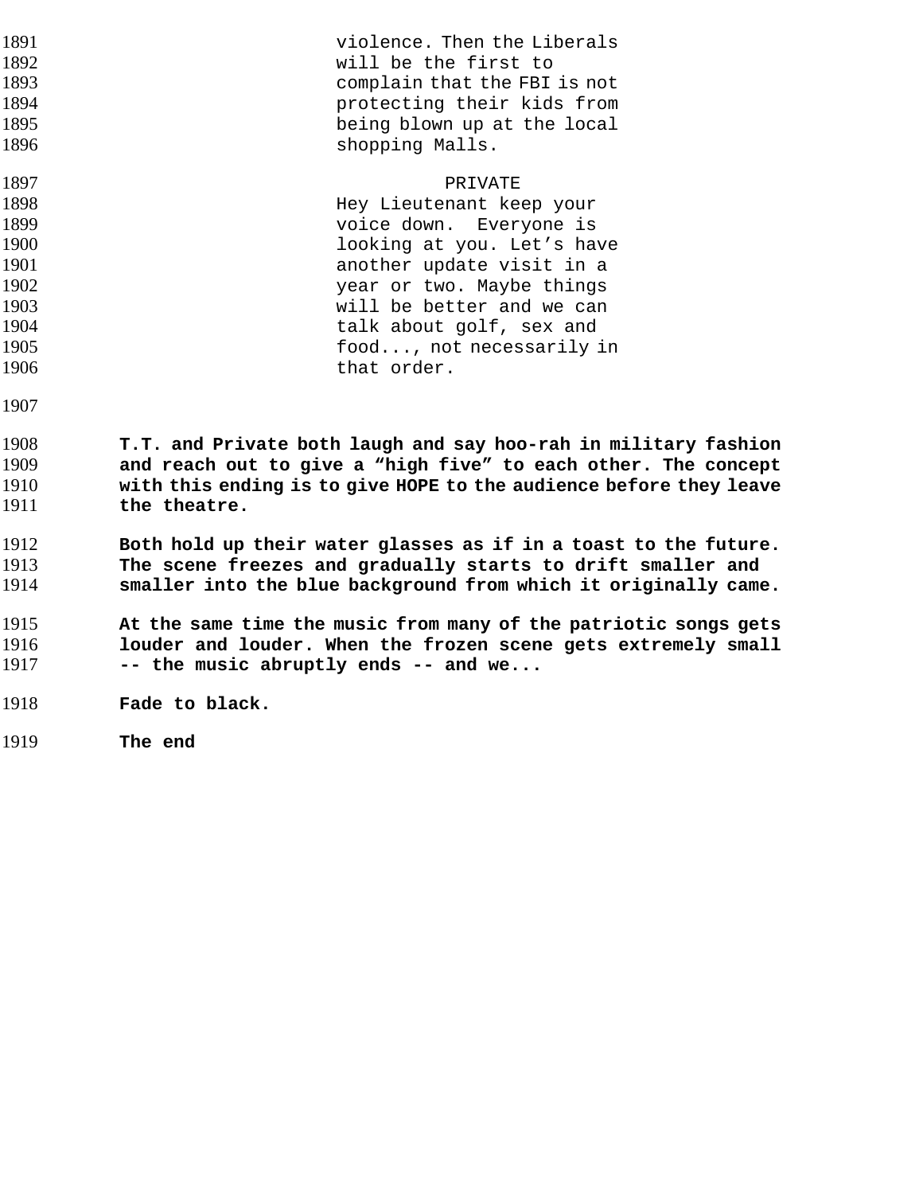violence. Then the Liberals
will be the first to
complain that the FBI is not
protecting their kids from
being blown up at the local
shopping Malls.

PRIVATE

Hey Lieutenant keep your
voice down.  Everyone is
looking at you. Let's have
another update visit in a
year or two. Maybe things
will be better and we can
talk about golf, sex and
food..., not necessarily in
that order.

**T.T. and Private both laugh and say hoo-rah in military fashion and reach out to give a "high five" to each other. The concept with this ending is to give HOPE to the audience before they leave the theatre.**

**Both hold up their water glasses as if in a toast to the future. The scene freezes and gradually starts to drift smaller and smaller into the blue background from which it originally came.**

**At the same time the music from many of the patriotic songs gets louder and louder. When the frozen scene gets extremely small -- the music abruptly ends -- and we...**

**Fade to black.**

**The end**